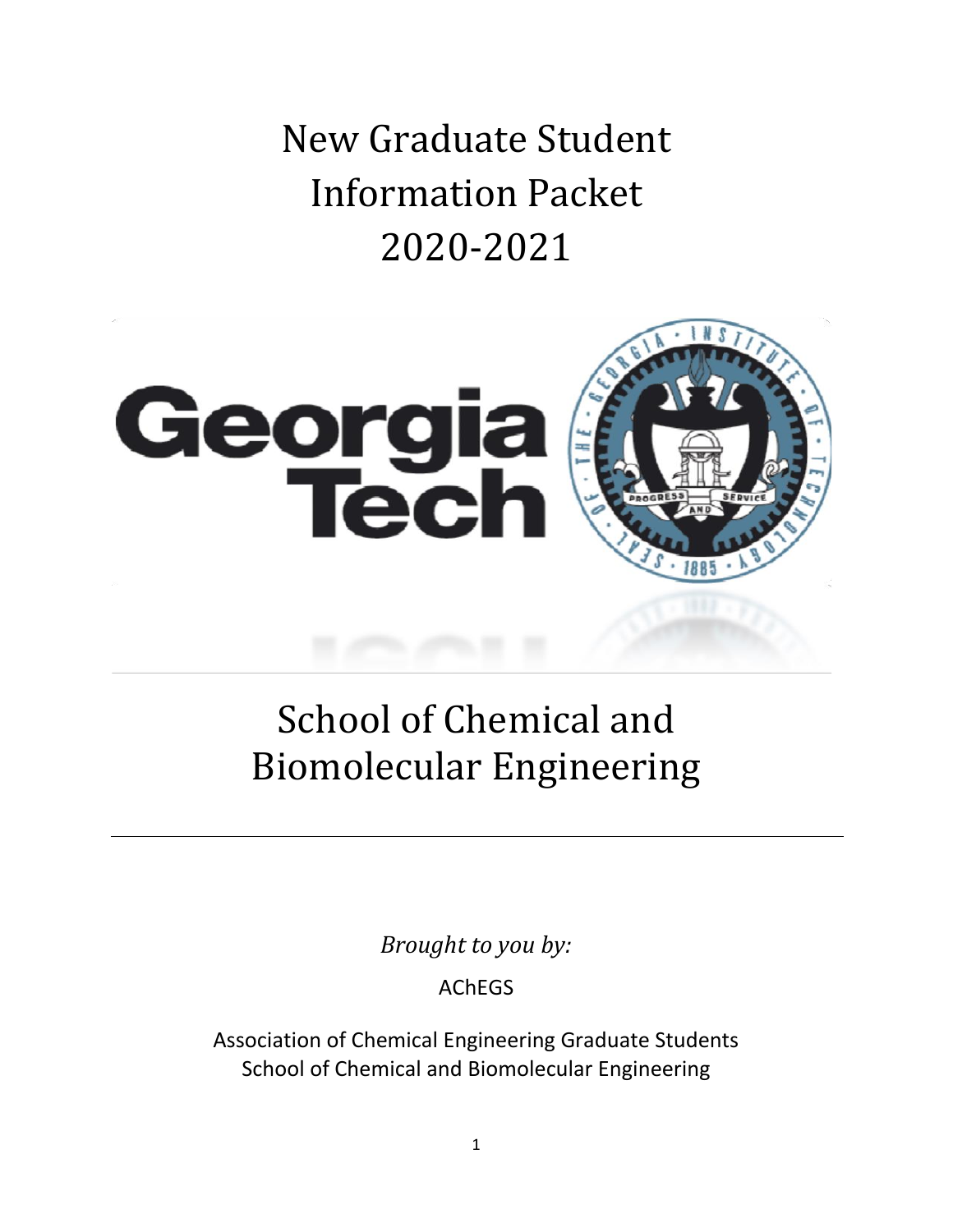# New Graduate Student Information Packet 2020-2021

# School of Chemical and Biomolecular Engineering

*Brought to you by:*

AChEGS

Association of Chemical Engineering Graduate Students
School of Chemical and Biomolecular Engineering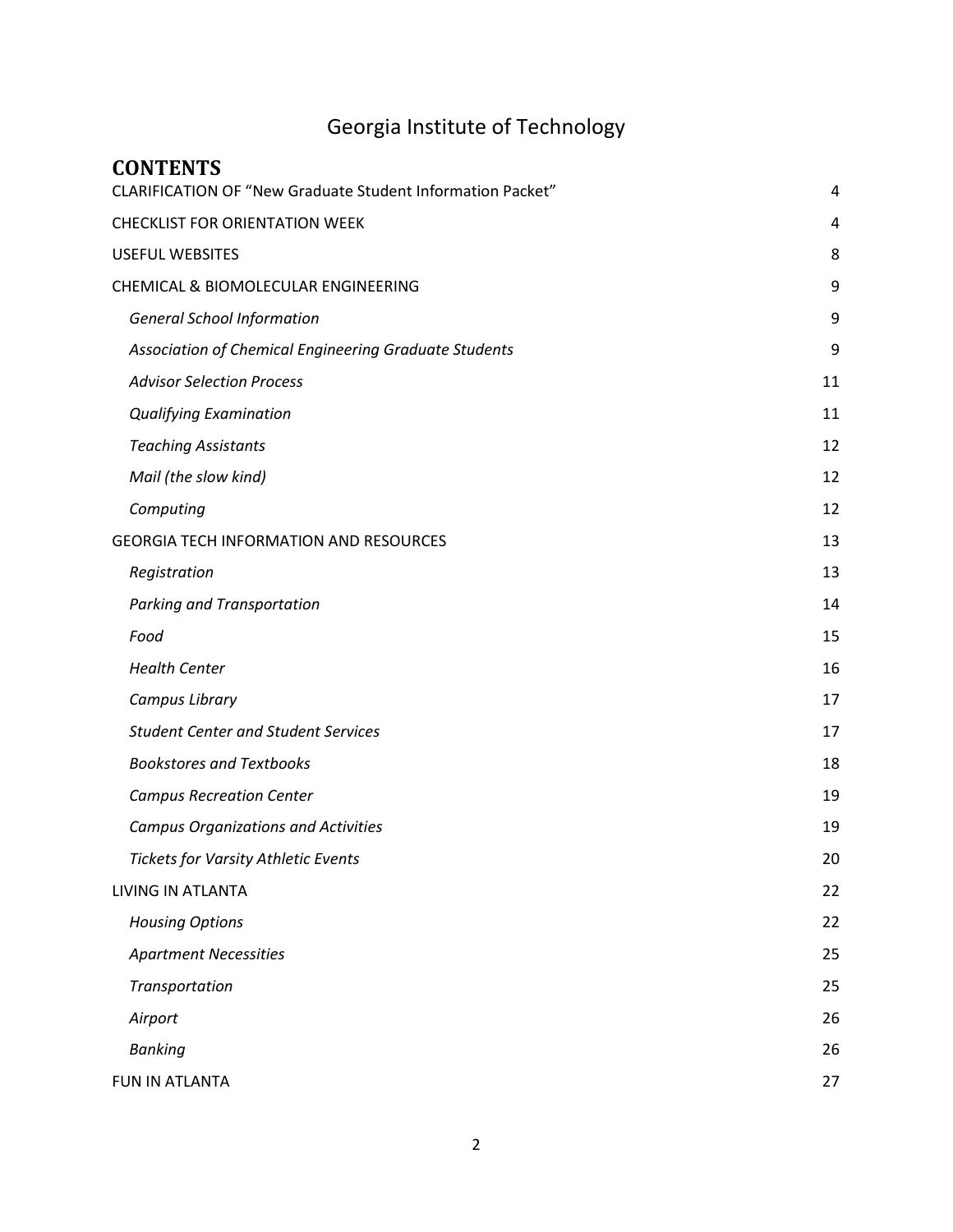# Georgia Institute of Technology

## CONTENTS

| | |
|---|---|
| CLARIFICATION OF "New Graduate Student Information Packet" | 4 |
| CHECKLIST FOR ORIENTATION WEEK | 4 |
| USEFUL WEBSITES | 8 |
| CHEMICAL & BIOMOLECULAR ENGINEERING | 9 |
| *General School Information* | 9 |
| *Association of Chemical Engineering Graduate Students* | 9 |
| *Advisor Selection Process* | 11 |
| *Qualifying Examination* | 11 |
| *Teaching Assistants* | 12 |
| *Mail (the slow kind)* | 12 |
| *Computing* | 12 |
| GEORGIA TECH INFORMATION AND RESOURCES | 13 |
| *Registration* | 13 |
| *Parking and Transportation* | 14 |
| *Food* | 15 |
| *Health Center* | 16 |
| *Campus Library* | 17 |
| *Student Center and Student Services* | 17 |
| *Bookstores and Textbooks* | 18 |
| *Campus Recreation Center* | 19 |
| *Campus Organizations and Activities* | 19 |
| *Tickets for Varsity Athletic Events* | 20 |
| LIVING IN ATLANTA | 22 |
| *Housing Options* | 22 |
| *Apartment Necessities* | 25 |
| *Transportation* | 25 |
| *Airport* | 26 |
| *Banking* | 26 |
| FUN IN ATLANTA | 27 |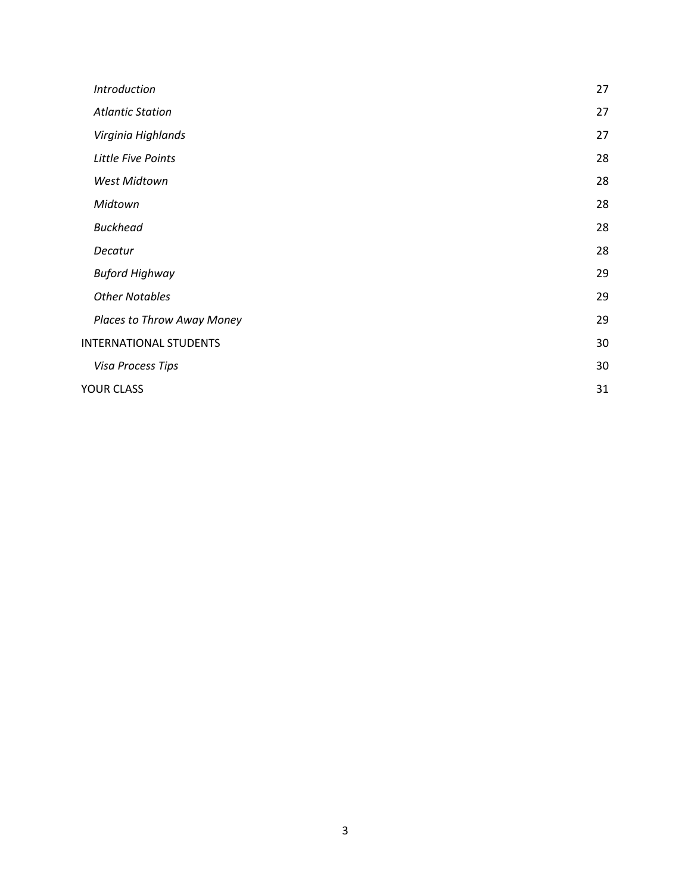| | |
|---|---|
| *Introduction* | 27 |
| *Atlantic Station* | 27 |
| *Virginia Highlands* | 27 |
| *Little Five Points* | 28 |
| *West Midtown* | 28 |
| *Midtown* | 28 |
| *Buckhead* | 28 |
| *Decatur* | 28 |
| *Buford Highway* | 29 |
| *Other Notables* | 29 |
| *Places to Throw Away Money* | 29 |
| INTERNATIONAL STUDENTS | 30 |
| *Visa Process Tips* | 30 |
| YOUR CLASS | 31 |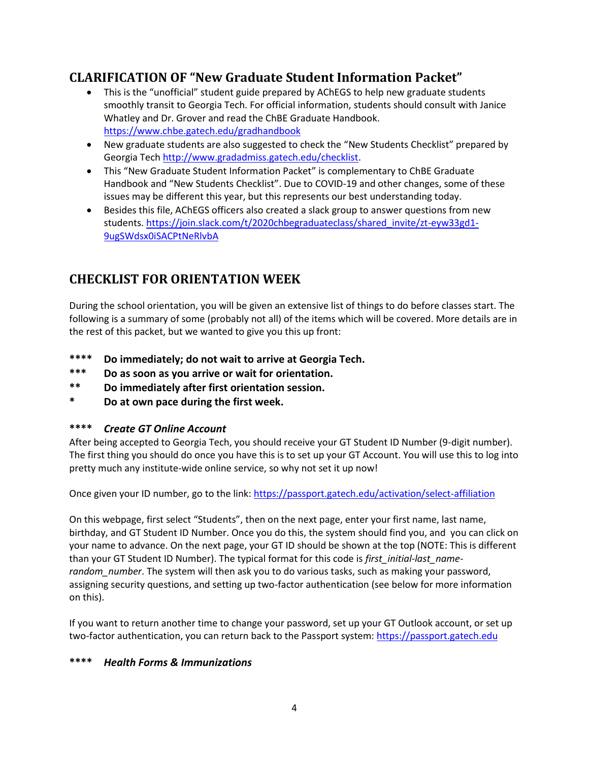## CLARIFICATION OF "New Graduate Student Information Packet"

- This is the "unofficial" student guide prepared by AChEGS to help new graduate students smoothly transit to Georgia Tech. For official information, students should consult with Janice Whatley and Dr. Grover and read the ChBE Graduate Handbook. https://www.chbe.gatech.edu/gradhandbook
- New graduate students are also suggested to check the "New Students Checklist" prepared by Georgia Tech http://www.gradadmiss.gatech.edu/checklist.
- This "New Graduate Student Information Packet" is complementary to ChBE Graduate Handbook and "New Students Checklist". Due to COVID-19 and other changes, some of these issues may be different this year, but this represents our best understanding today.
- Besides this file, AChEGS officers also created a slack group to answer questions from new students. https://join.slack.com/t/2020chbegraduateclass/shared_invite/zt-eyw33gd1-9ugSWdsx0iSACPtNeRlvbA

## CHECKLIST FOR ORIENTATION WEEK

During the school orientation, you will be given an extensive list of things to do before classes start. The following is a summary of some (probably not all) of the items which will be covered. More details are in the rest of this packet, but we wanted to give you this up front:

**\*\*\*\* Do immediately; do not wait to arrive at Georgia Tech.**
**\*\*\* Do as soon as you arrive or wait for orientation.**
**\*\* Do immediately after first orientation session.**
**\* Do at own pace during the first week.**

**\*\*\*\*** ***Create GT Online Account***

After being accepted to Georgia Tech, you should receive your GT Student ID Number (9-digit number). The first thing you should do once you have this is to set up your GT Account. You will use this to log into pretty much any institute-wide online service, so why not set it up now!

Once given your ID number, go to the link: https://passport.gatech.edu/activation/select-affiliation

On this webpage, first select "Students", then on the next page, enter your first name, last name, birthday, and GT Student ID Number. Once you do this, the system should find you, and you can click on your name to advance. On the next page, your GT ID should be shown at the top (NOTE: This is different than your GT Student ID Number). The typical format for this code is *first_initial-last_name-random_number*. The system will then ask you to do various tasks, such as making your password, assigning security questions, and setting up two-factor authentication (see below for more information on this).

If you want to return another time to change your password, set up your GT Outlook account, or set up two-factor authentication, you can return back to the Passport system: https://passport.gatech.edu

**\*\*\*\*** ***Health Forms & Immunizations***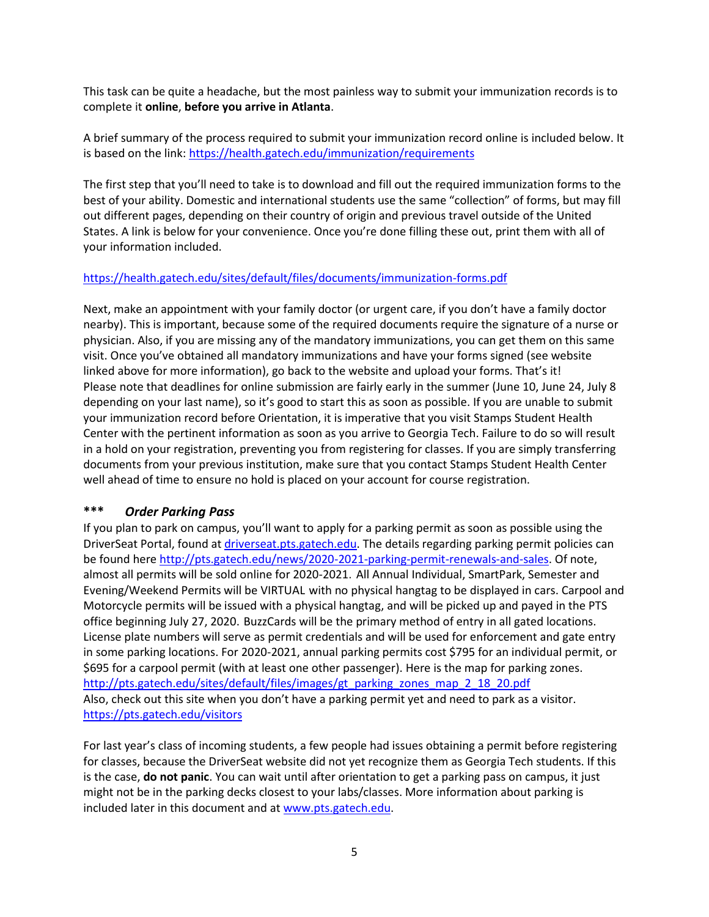This task can be quite a headache, but the most painless way to submit your immunization records is to complete it **online**, **before you arrive in Atlanta**.

A brief summary of the process required to submit your immunization record online is included below. It is based on the link: https://health.gatech.edu/immunization/requirements

The first step that you'll need to take is to download and fill out the required immunization forms to the best of your ability. Domestic and international students use the same "collection" of forms, but may fill out different pages, depending on their country of origin and previous travel outside of the United States. A link is below for your convenience. Once you're done filling these out, print them with all of your information included.

https://health.gatech.edu/sites/default/files/documents/immunization-forms.pdf

Next, make an appointment with your family doctor (or urgent care, if you don't have a family doctor nearby). This is important, because some of the required documents require the signature of a nurse or physician. Also, if you are missing any of the mandatory immunizations, you can get them on this same visit. Once you've obtained all mandatory immunizations and have your forms signed (see website linked above for more information), go back to the website and upload your forms. That's it! Please note that deadlines for online submission are fairly early in the summer (June 10, June 24, July 8 depending on your last name), so it's good to start this as soon as possible. If you are unable to submit your immunization record before Orientation, it is imperative that you visit Stamps Student Health Center with the pertinent information as soon as you arrive to Georgia Tech. Failure to do so will result in a hold on your registration, preventing you from registering for classes. If you are simply transferring documents from your previous institution, make sure that you contact Stamps Student Health Center well ahead of time to ensure no hold is placed on your account for course registration.

### *** *Order Parking Pass*

If you plan to park on campus, you'll want to apply for a parking permit as soon as possible using the DriverSeat Portal, found at driverseat.pts.gatech.edu. The details regarding parking permit policies can be found here http://pts.gatech.edu/news/2020-2021-parking-permit-renewals-and-sales. Of note, almost all permits will be sold online for 2020-2021. All Annual Individual, SmartPark, Semester and Evening/Weekend Permits will be VIRTUAL with no physical hangtag to be displayed in cars. Carpool and Motorcycle permits will be issued with a physical hangtag, and will be picked up and payed in the PTS office beginning July 27, 2020. BuzzCards will be the primary method of entry in all gated locations. License plate numbers will serve as permit credentials and will be used for enforcement and gate entry in some parking locations. For 2020-2021, annual parking permits cost $795 for an individual permit, or $695 for a carpool permit (with at least one other passenger). Here is the map for parking zones. http://pts.gatech.edu/sites/default/files/images/gt_parking_zones_map_2_18_20.pdf
Also, check out this site when you don't have a parking permit yet and need to park as a visitor. https://pts.gatech.edu/visitors

For last year's class of incoming students, a few people had issues obtaining a permit before registering for classes, because the DriverSeat website did not yet recognize them as Georgia Tech students. If this is the case, **do not panic**. You can wait until after orientation to get a parking pass on campus, it just might not be in the parking decks closest to your labs/classes. More information about parking is included later in this document and at www.pts.gatech.edu.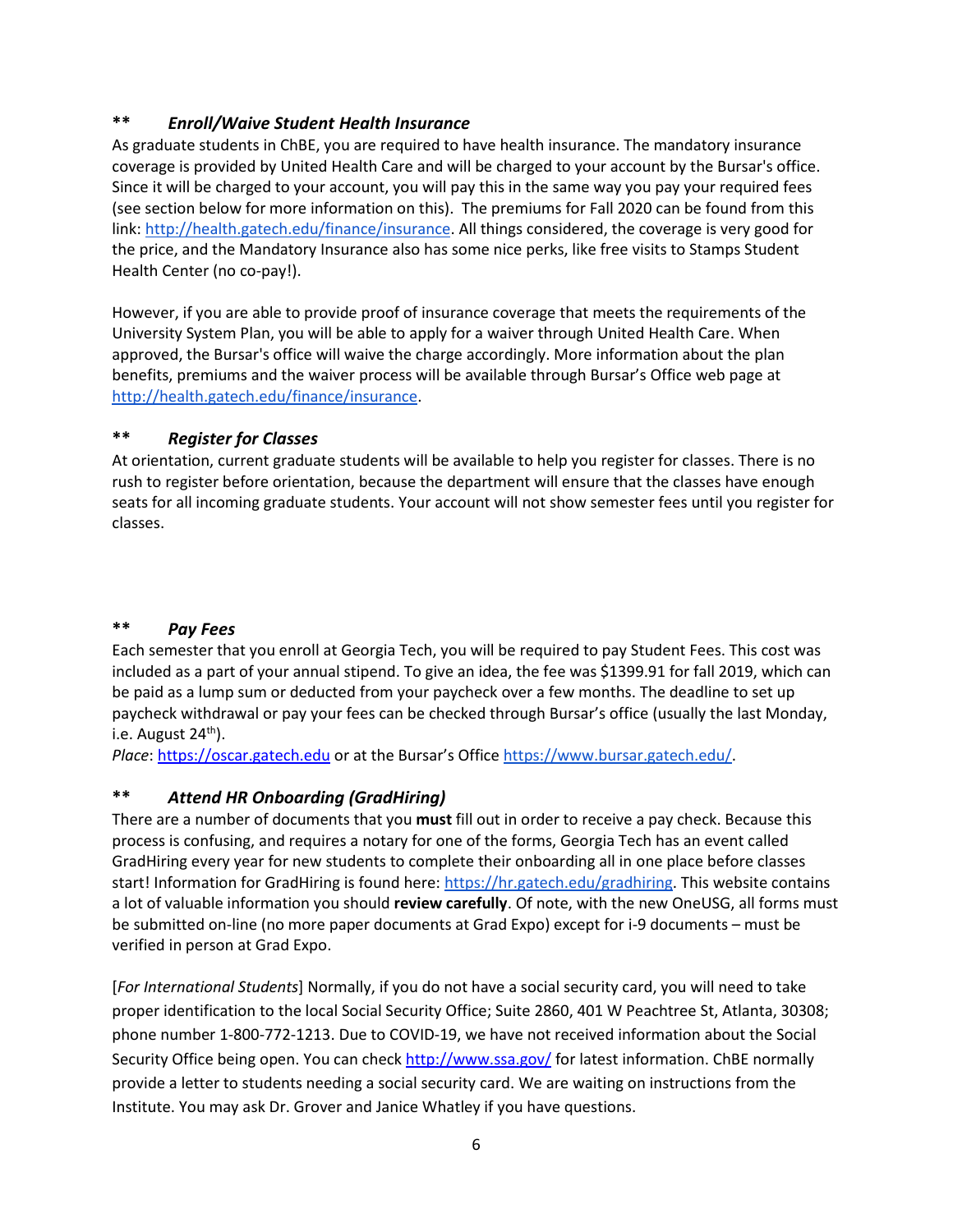## ** *Enroll/Waive Student Health Insurance*

As graduate students in ChBE, you are required to have health insurance. The mandatory insurance coverage is provided by United Health Care and will be charged to your account by the Bursar's office. Since it will be charged to your account, you will pay this in the same way you pay your required fees (see section below for more information on this). The premiums for Fall 2020 can be found from this link: http://health.gatech.edu/finance/insurance. All things considered, the coverage is very good for the price, and the Mandatory Insurance also has some nice perks, like free visits to Stamps Student Health Center (no co-pay!).

However, if you are able to provide proof of insurance coverage that meets the requirements of the University System Plan, you will be able to apply for a waiver through United Health Care. When approved, the Bursar's office will waive the charge accordingly. More information about the plan benefits, premiums and the waiver process will be available through Bursar's Office web page at http://health.gatech.edu/finance/insurance.

## ** *Register for Classes*

At orientation, current graduate students will be available to help you register for classes. There is no rush to register before orientation, because the department will ensure that the classes have enough seats for all incoming graduate students. Your account will not show semester fees until you register for classes.

## ** *Pay Fees*

Each semester that you enroll at Georgia Tech, you will be required to pay Student Fees. This cost was included as a part of your annual stipend. To give an idea, the fee was $1399.91 for fall 2019, which can be paid as a lump sum or deducted from your paycheck over a few months. The deadline to set up paycheck withdrawal or pay your fees can be checked through Bursar's office (usually the last Monday, i.e. August 24th).

*Place*: https://oscar.gatech.edu or at the Bursar's Office https://www.bursar.gatech.edu/.

## ** *Attend HR Onboarding (GradHiring)*

There are a number of documents that you **must** fill out in order to receive a pay check. Because this process is confusing, and requires a notary for one of the forms, Georgia Tech has an event called GradHiring every year for new students to complete their onboarding all in one place before classes start! Information for GradHiring is found here: https://hr.gatech.edu/gradhiring. This website contains a lot of valuable information you should **review carefully**. Of note, with the new OneUSG, all forms must be submitted on-line (no more paper documents at Grad Expo) except for i-9 documents – must be verified in person at Grad Expo.

[*For International Students*] Normally, if you do not have a social security card, you will need to take proper identification to the local Social Security Office; Suite 2860, 401 W Peachtree St, Atlanta, 30308; phone number 1-800-772-1213. Due to COVID-19, we have not received information about the Social Security Office being open. You can check http://www.ssa.gov/ for latest information. ChBE normally provide a letter to students needing a social security card. We are waiting on instructions from the Institute. You may ask Dr. Grover and Janice Whatley if you have questions.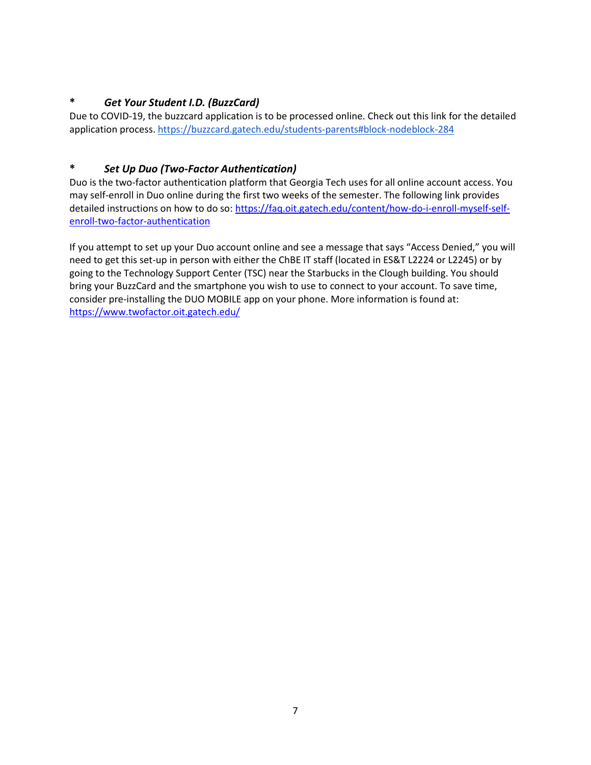### * *Get Your Student I.D. (BuzzCard)*

Due to COVID-19, the buzzcard application is to be processed online. Check out this link for the detailed application process. https://buzzcard.gatech.edu/students-parents#block-nodeblock-284

### * *Set Up Duo (Two-Factor Authentication)*

Duo is the two-factor authentication platform that Georgia Tech uses for all online account access. You may self-enroll in Duo online during the first two weeks of the semester. The following link provides detailed instructions on how to do so: https://faq.oit.gatech.edu/content/how-do-i-enroll-myself-self-enroll-two-factor-authentication

If you attempt to set up your Duo account online and see a message that says "Access Denied," you will need to get this set-up in person with either the ChBE IT staff (located in ES&T L2224 or L2245) or by going to the Technology Support Center (TSC) near the Starbucks in the Clough building. You should bring your BuzzCard and the smartphone you wish to use to connect to your account. To save time, consider pre-installing the DUO MOBILE app on your phone. More information is found at: https://www.twofactor.oit.gatech.edu/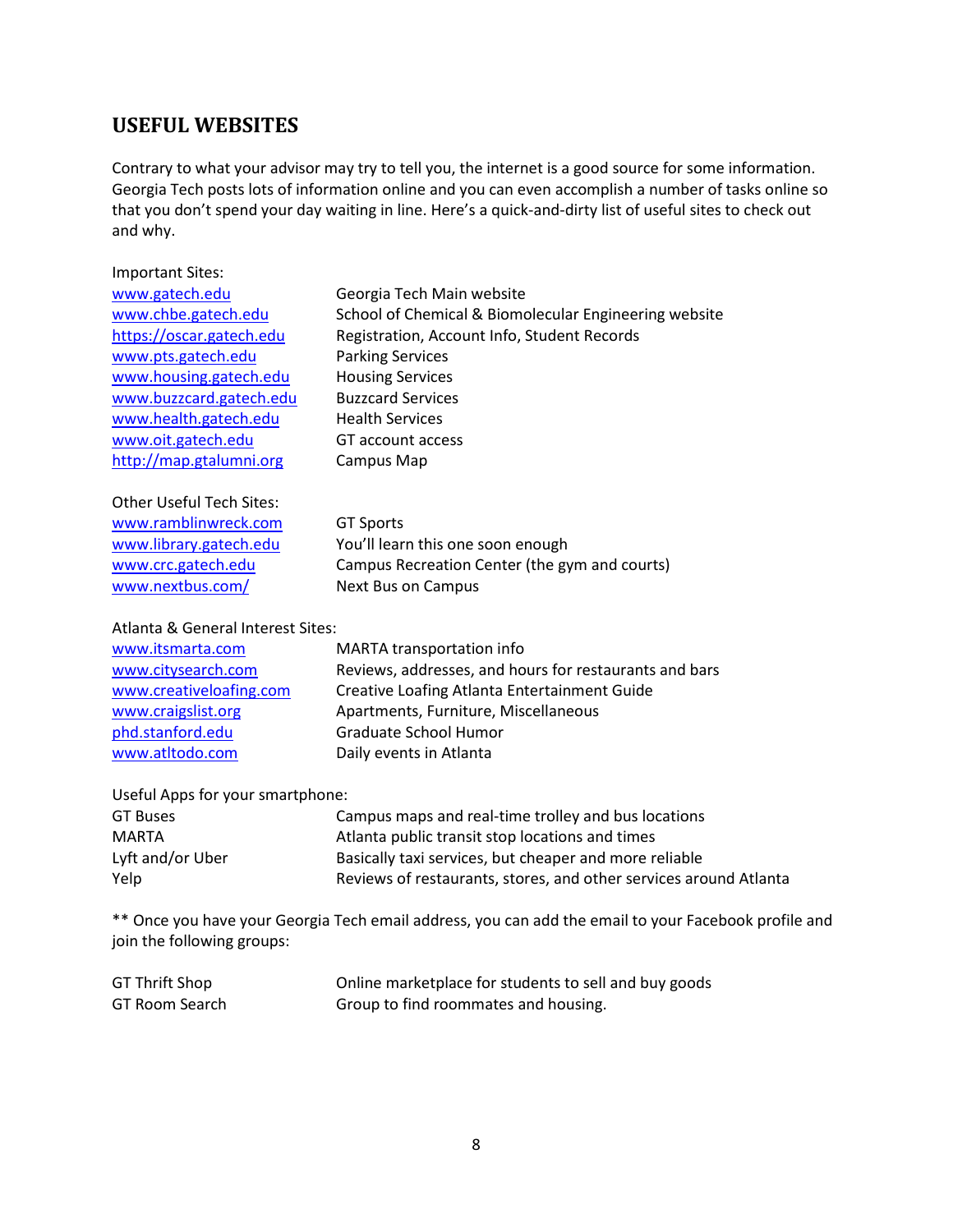## USEFUL WEBSITES

Contrary to what your advisor may try to tell you, the internet is a good source for some information. Georgia Tech posts lots of information online and you can even accomplish a number of tasks online so that you don't spend your day waiting in line. Here's a quick-and-dirty list of useful sites to check out and why.

Important Sites:

| | |
|---|---|
| www.gatech.edu | Georgia Tech Main website |
| www.chbe.gatech.edu | School of Chemical & Biomolecular Engineering website |
| https://oscar.gatech.edu | Registration, Account Info, Student Records |
| www.pts.gatech.edu | Parking Services |
| www.housing.gatech.edu | Housing Services |
| www.buzzcard.gatech.edu | Buzzcard Services |
| www.health.gatech.edu | Health Services |
| www.oit.gatech.edu | GT account access |
| http://map.gtalumni.org | Campus Map |

Other Useful Tech Sites:

| | |
|---|---|
| www.ramblinwreck.com | GT Sports |
| www.library.gatech.edu | You'll learn this one soon enough |
| www.crc.gatech.edu | Campus Recreation Center (the gym and courts) |
| www.nextbus.com/ | Next Bus on Campus |

Atlanta & General Interest Sites:

| | |
|---|---|
| www.itsmarta.com | MARTA transportation info |
| www.citysearch.com | Reviews, addresses, and hours for restaurants and bars |
| www.creativeloafing.com | Creative Loafing Atlanta Entertainment Guide |
| www.craigslist.org | Apartments, Furniture, Miscellaneous |
| phd.stanford.edu | Graduate School Humor |
| www.atltodo.com | Daily events in Atlanta |

Useful Apps for your smartphone:

| | |
|---|---|
| GT Buses | Campus maps and real-time trolley and bus locations |
| MARTA | Atlanta public transit stop locations and times |
| Lyft and/or Uber | Basically taxi services, but cheaper and more reliable |
| Yelp | Reviews of restaurants, stores, and other services around Atlanta |

** Once you have your Georgia Tech email address, you can add the email to your Facebook profile and join the following groups:

| | |
|---|---|
| GT Thrift Shop | Online marketplace for students to sell and buy goods |
| GT Room Search | Group to find roommates and housing. |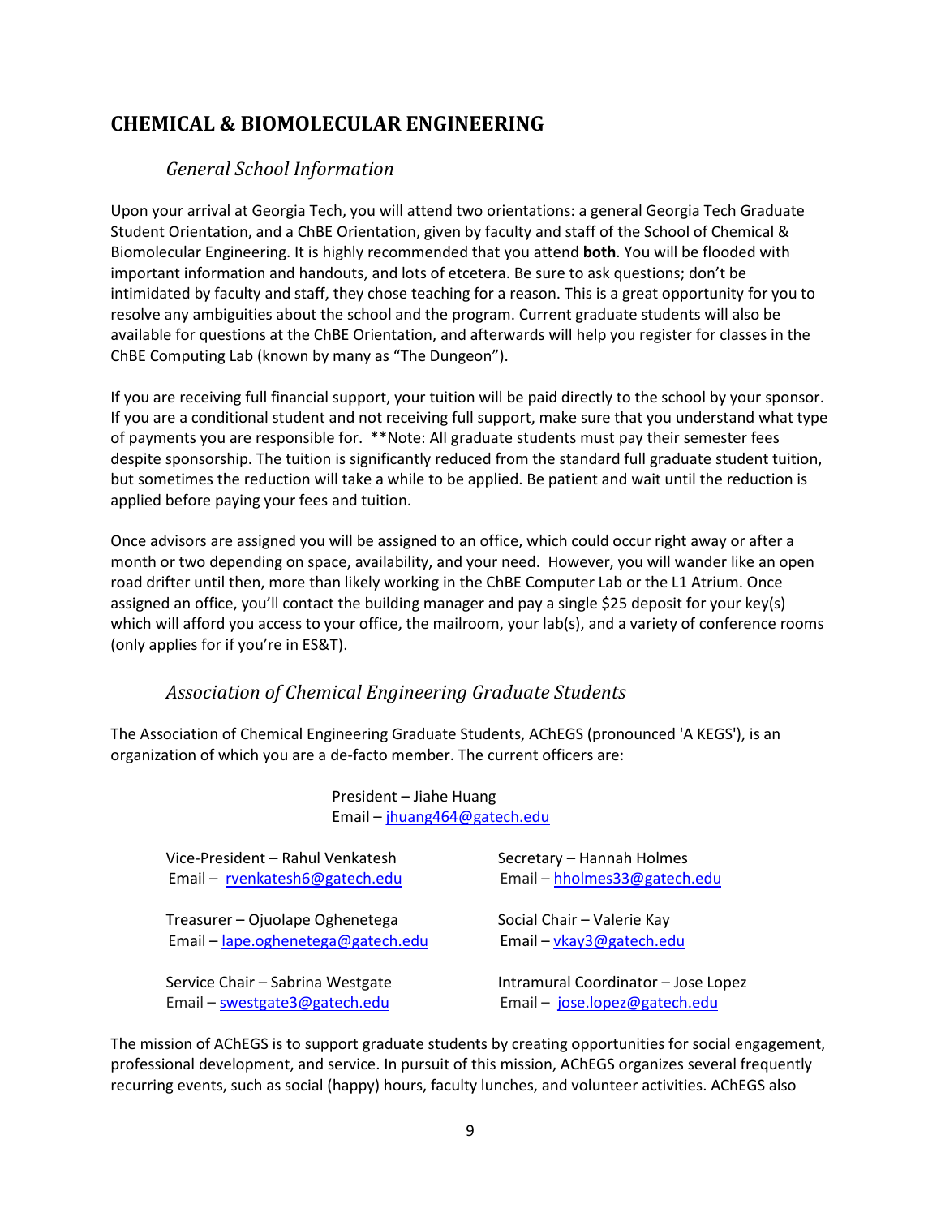## CHEMICAL & BIOMOLECULAR ENGINEERING

### *General School Information*

Upon your arrival at Georgia Tech, you will attend two orientations: a general Georgia Tech Graduate Student Orientation, and a ChBE Orientation, given by faculty and staff of the School of Chemical & Biomolecular Engineering. It is highly recommended that you attend **both**. You will be flooded with important information and handouts, and lots of etcetera. Be sure to ask questions; don't be intimidated by faculty and staff, they chose teaching for a reason. This is a great opportunity for you to resolve any ambiguities about the school and the program. Current graduate students will also be available for questions at the ChBE Orientation, and afterwards will help you register for classes in the ChBE Computing Lab (known by many as "The Dungeon").

If you are receiving full financial support, your tuition will be paid directly to the school by your sponsor. If you are a conditional student and not receiving full support, make sure that you understand what type of payments you are responsible for. **Note: All graduate students must pay their semester fees despite sponsorship. The tuition is significantly reduced from the standard full graduate student tuition, but sometimes the reduction will take a while to be applied. Be patient and wait until the reduction is applied before paying your fees and tuition.

Once advisors are assigned you will be assigned to an office, which could occur right away or after a month or two depending on space, availability, and your need. However, you will wander like an open road drifter until then, more than likely working in the ChBE Computer Lab or the L1 Atrium. Once assigned an office, you'll contact the building manager and pay a single $25 deposit for your key(s) which will afford you access to your office, the mailroom, your lab(s), and a variety of conference rooms (only applies for if you're in ES&T).

### *Association of Chemical Engineering Graduate Students*

The Association of Chemical Engineering Graduate Students, AChEGS (pronounced 'A KEGS'), is an organization of which you are a de-facto member. The current officers are:

President – Jiahe Huang
Email – jhuang464@gatech.edu

Vice-President – Rahul Venkatesh
Email – rvenkatesh6@gatech.edu

Secretary – Hannah Holmes
Email – hholmes33@gatech.edu

Treasurer – Ojuolape Oghenetega
Email – lape.oghenetega@gatech.edu

Social Chair – Valerie Kay
Email – vkay3@gatech.edu

Service Chair – Sabrina Westgate
Email – swestgate3@gatech.edu

Intramural Coordinator – Jose Lopez
Email – jose.lopez@gatech.edu

The mission of AChEGS is to support graduate students by creating opportunities for social engagement, professional development, and service. In pursuit of this mission, AChEGS organizes several frequently recurring events, such as social (happy) hours, faculty lunches, and volunteer activities. AChEGS also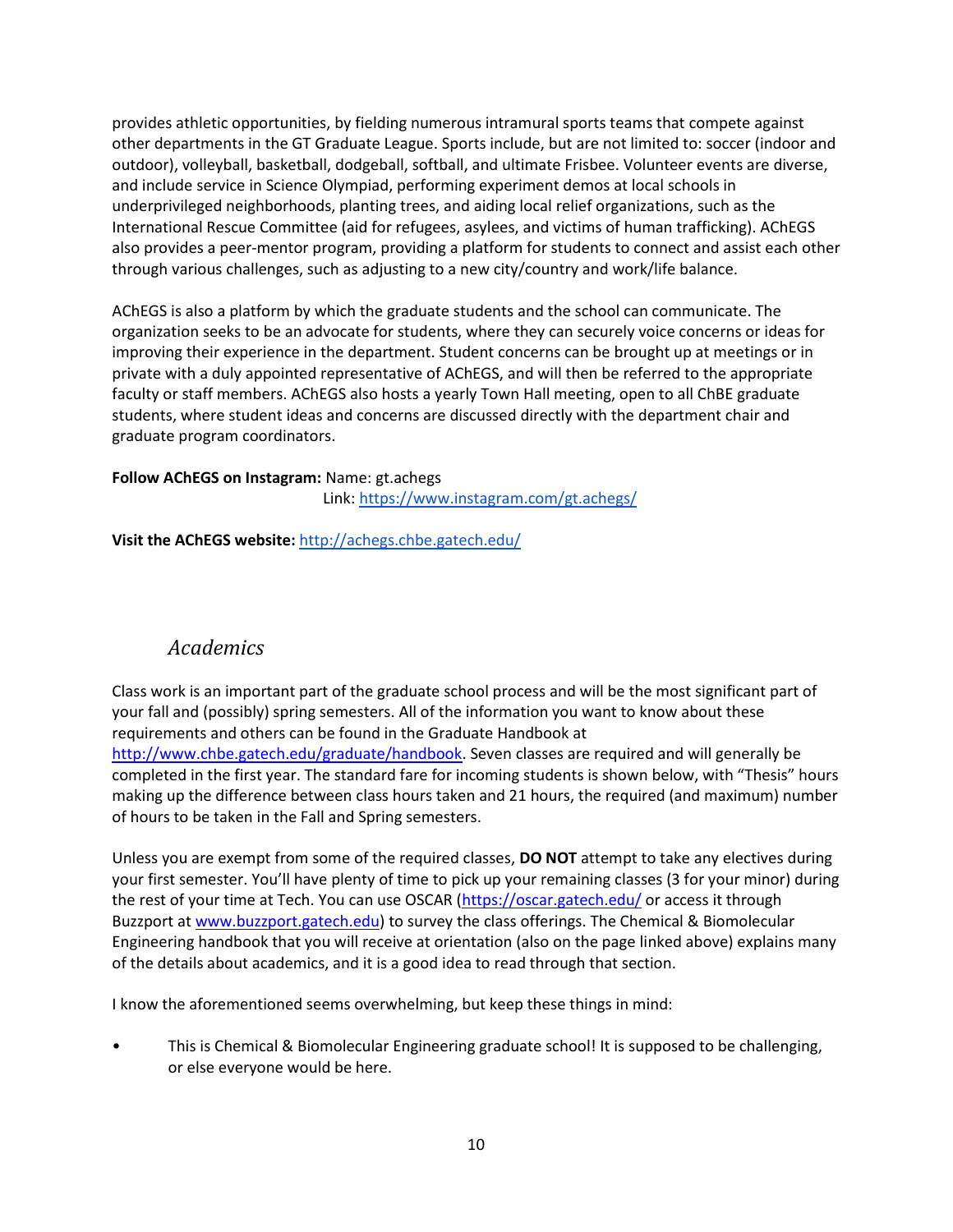provides athletic opportunities, by fielding numerous intramural sports teams that compete against other departments in the GT Graduate League. Sports include, but are not limited to: soccer (indoor and outdoor), volleyball, basketball, dodgeball, softball, and ultimate Frisbee. Volunteer events are diverse, and include service in Science Olympiad, performing experiment demos at local schools in underprivileged neighborhoods, planting trees, and aiding local relief organizations, such as the International Rescue Committee (aid for refugees, asylees, and victims of human trafficking). AChEGS also provides a peer-mentor program, providing a platform for students to connect and assist each other through various challenges, such as adjusting to a new city/country and work/life balance.

AChEGS is also a platform by which the graduate students and the school can communicate. The organization seeks to be an advocate for students, where they can securely voice concerns or ideas for improving their experience in the department. Student concerns can be brought up at meetings or in private with a duly appointed representative of AChEGS, and will then be referred to the appropriate faculty or staff members. AChEGS also hosts a yearly Town Hall meeting, open to all ChBE graduate students, where student ideas and concerns are discussed directly with the department chair and graduate program coordinators.

**Follow AChEGS on Instagram:** Name: gt.achegs
Link: https://www.instagram.com/gt.achegs/

**Visit the AChEGS website:** http://achegs.chbe.gatech.edu/

## *Academics*

Class work is an important part of the graduate school process and will be the most significant part of your fall and (possibly) spring semesters. All of the information you want to know about these requirements and others can be found in the Graduate Handbook at http://www.chbe.gatech.edu/graduate/handbook. Seven classes are required and will generally be completed in the first year. The standard fare for incoming students is shown below, with "Thesis" hours making up the difference between class hours taken and 21 hours, the required (and maximum) number of hours to be taken in the Fall and Spring semesters.

Unless you are exempt from some of the required classes, **DO NOT** attempt to take any electives during your first semester. You'll have plenty of time to pick up your remaining classes (3 for your minor) during the rest of your time at Tech. You can use OSCAR (https://oscar.gatech.edu/ or access it through Buzzport at www.buzzport.gatech.edu) to survey the class offerings. The Chemical & Biomolecular Engineering handbook that you will receive at orientation (also on the page linked above) explains many of the details about academics, and it is a good idea to read through that section.

I know the aforementioned seems overwhelming, but keep these things in mind:

- This is Chemical & Biomolecular Engineering graduate school! It is supposed to be challenging, or else everyone would be here.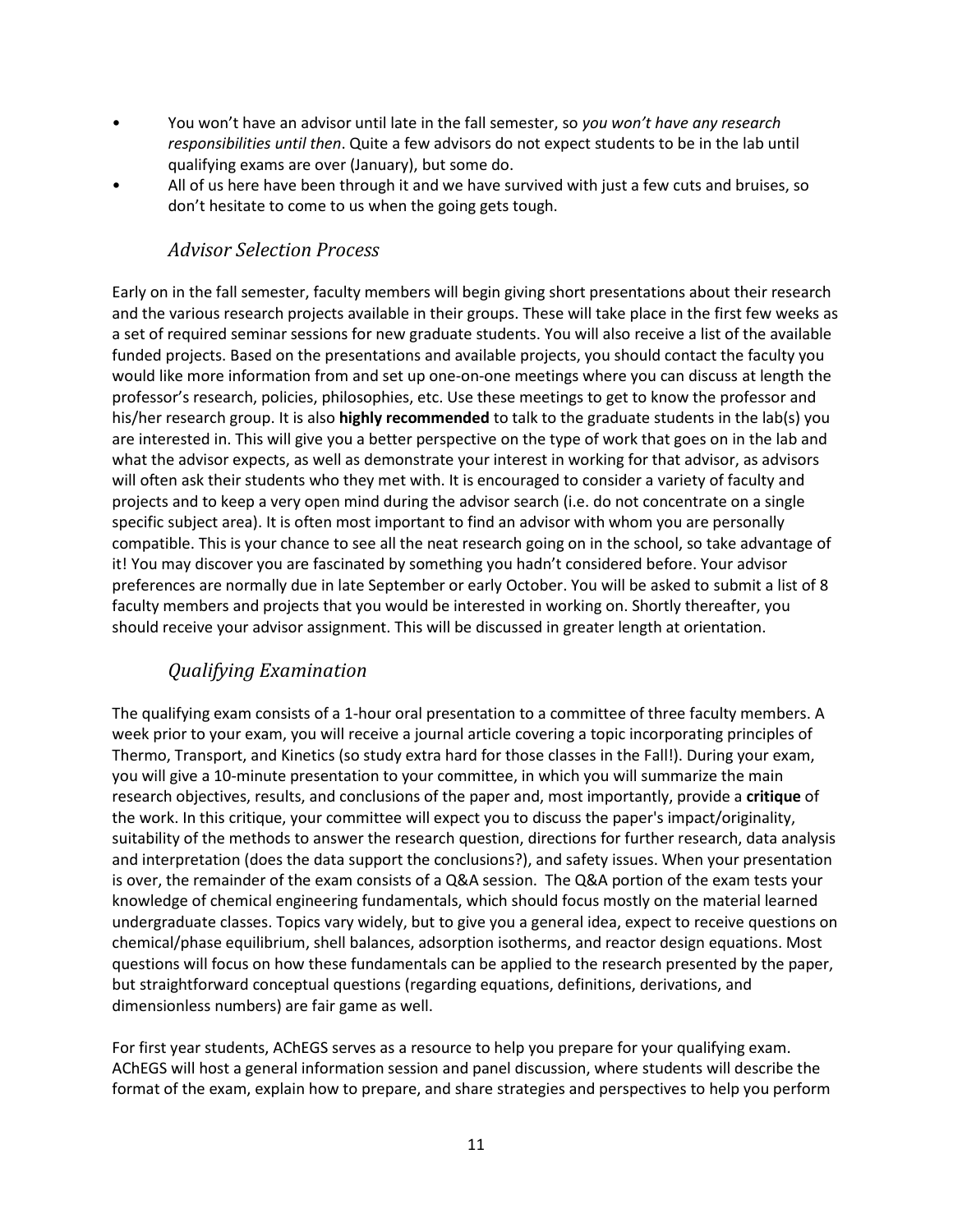- You won't have an advisor until late in the fall semester, so *you won't have any research responsibilities until then*. Quite a few advisors do not expect students to be in the lab until qualifying exams are over (January), but some do.
- All of us here have been through it and we have survived with just a few cuts and bruises, so don't hesitate to come to us when the going gets tough.

### *Advisor Selection Process*

Early on in the fall semester, faculty members will begin giving short presentations about their research and the various research projects available in their groups. These will take place in the first few weeks as a set of required seminar sessions for new graduate students. You will also receive a list of the available funded projects. Based on the presentations and available projects, you should contact the faculty you would like more information from and set up one-on-one meetings where you can discuss at length the professor's research, policies, philosophies, etc. Use these meetings to get to know the professor and his/her research group. It is also **highly recommended** to talk to the graduate students in the lab(s) you are interested in. This will give you a better perspective on the type of work that goes on in the lab and what the advisor expects, as well as demonstrate your interest in working for that advisor, as advisors will often ask their students who they met with. It is encouraged to consider a variety of faculty and projects and to keep a very open mind during the advisor search (i.e. do not concentrate on a single specific subject area). It is often most important to find an advisor with whom you are personally compatible. This is your chance to see all the neat research going on in the school, so take advantage of it! You may discover you are fascinated by something you hadn't considered before. Your advisor preferences are normally due in late September or early October. You will be asked to submit a list of 8 faculty members and projects that you would be interested in working on. Shortly thereafter, you should receive your advisor assignment. This will be discussed in greater length at orientation.

### *Qualifying Examination*

The qualifying exam consists of a 1-hour oral presentation to a committee of three faculty members. A week prior to your exam, you will receive a journal article covering a topic incorporating principles of Thermo, Transport, and Kinetics (so study extra hard for those classes in the Fall!). During your exam, you will give a 10-minute presentation to your committee, in which you will summarize the main research objectives, results, and conclusions of the paper and, most importantly, provide a **critique** of the work. In this critique, your committee will expect you to discuss the paper's impact/originality, suitability of the methods to answer the research question, directions for further research, data analysis and interpretation (does the data support the conclusions?), and safety issues. When your presentation is over, the remainder of the exam consists of a Q&A session. The Q&A portion of the exam tests your knowledge of chemical engineering fundamentals, which should focus mostly on the material learned undergraduate classes. Topics vary widely, but to give you a general idea, expect to receive questions on chemical/phase equilibrium, shell balances, adsorption isotherms, and reactor design equations. Most questions will focus on how these fundamentals can be applied to the research presented by the paper, but straightforward conceptual questions (regarding equations, definitions, derivations, and dimensionless numbers) are fair game as well.

For first year students, AChEGS serves as a resource to help you prepare for your qualifying exam. AChEGS will host a general information session and panel discussion, where students will describe the format of the exam, explain how to prepare, and share strategies and perspectives to help you perform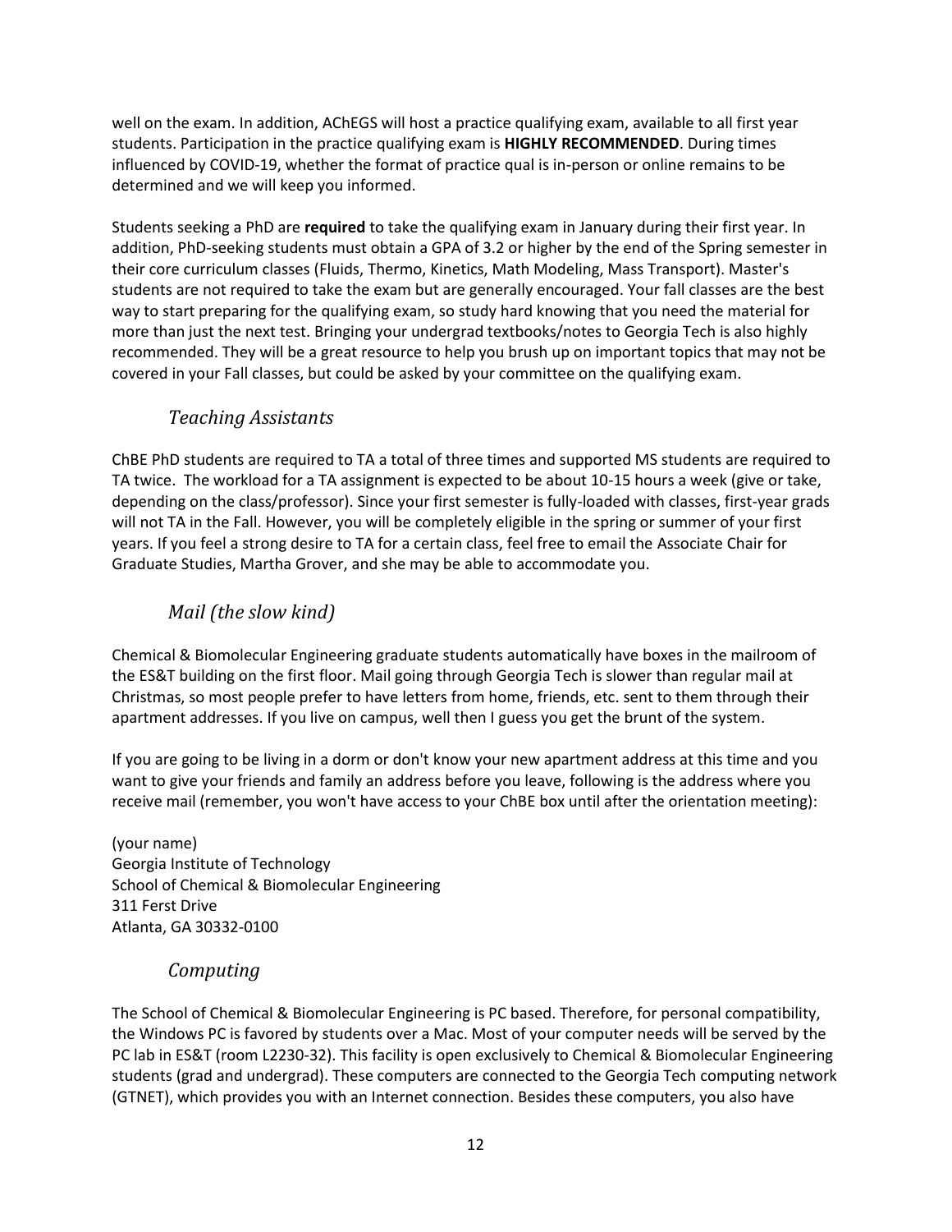well on the exam. In addition, AChEGS will host a practice qualifying exam, available to all first year students. Participation in the practice qualifying exam is **HIGHLY RECOMMENDED**. During times influenced by COVID-19, whether the format of practice qual is in-person or online remains to be determined and we will keep you informed.

Students seeking a PhD are **required** to take the qualifying exam in January during their first year. In addition, PhD-seeking students must obtain a GPA of 3.2 or higher by the end of the Spring semester in their core curriculum classes (Fluids, Thermo, Kinetics, Math Modeling, Mass Transport). Master's students are not required to take the exam but are generally encouraged. Your fall classes are the best way to start preparing for the qualifying exam, so study hard knowing that you need the material for more than just the next test. Bringing your undergrad textbooks/notes to Georgia Tech is also highly recommended. They will be a great resource to help you brush up on important topics that may not be covered in your Fall classes, but could be asked by your committee on the qualifying exam.

### *Teaching Assistants*

ChBE PhD students are required to TA a total of three times and supported MS students are required to TA twice. The workload for a TA assignment is expected to be about 10-15 hours a week (give or take, depending on the class/professor). Since your first semester is fully-loaded with classes, first-year grads will not TA in the Fall. However, you will be completely eligible in the spring or summer of your first years. If you feel a strong desire to TA for a certain class, feel free to email the Associate Chair for Graduate Studies, Martha Grover, and she may be able to accommodate you.

### *Mail (the slow kind)*

Chemical & Biomolecular Engineering graduate students automatically have boxes in the mailroom of the ES&T building on the first floor. Mail going through Georgia Tech is slower than regular mail at Christmas, so most people prefer to have letters from home, friends, etc. sent to them through their apartment addresses. If you live on campus, well then I guess you get the brunt of the system.

If you are going to be living in a dorm or don't know your new apartment address at this time and you want to give your friends and family an address before you leave, following is the address where you receive mail (remember, you won't have access to your ChBE box until after the orientation meeting):

(your name)
Georgia Institute of Technology
School of Chemical & Biomolecular Engineering
311 Ferst Drive
Atlanta, GA 30332-0100

### *Computing*

The School of Chemical & Biomolecular Engineering is PC based. Therefore, for personal compatibility, the Windows PC is favored by students over a Mac. Most of your computer needs will be served by the PC lab in ES&T (room L2230-32). This facility is open exclusively to Chemical & Biomolecular Engineering students (grad and undergrad). These computers are connected to the Georgia Tech computing network (GTNET), which provides you with an Internet connection. Besides these computers, you also have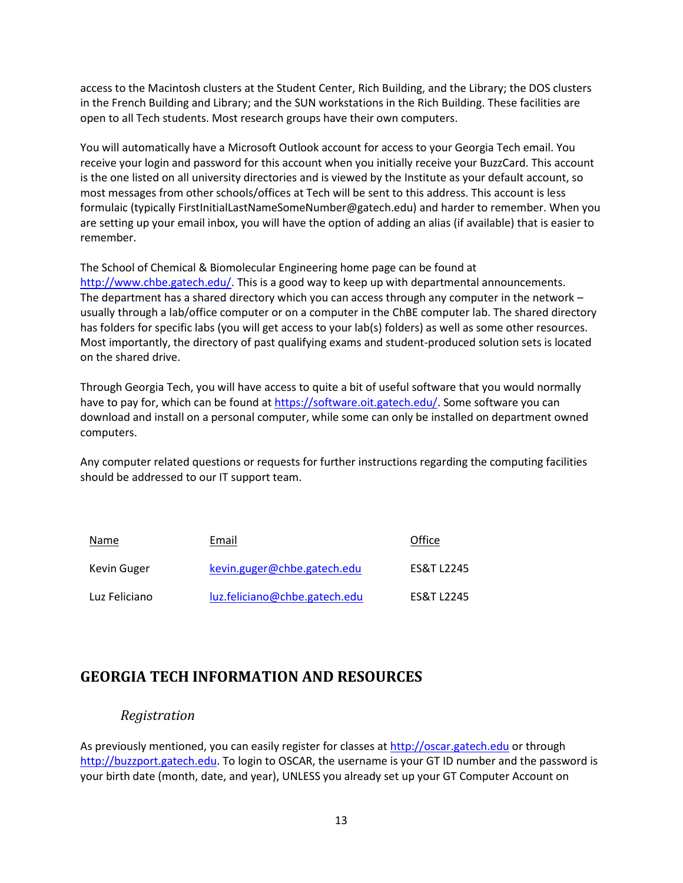access to the Macintosh clusters at the Student Center, Rich Building, and the Library; the DOS clusters in the French Building and Library; and the SUN workstations in the Rich Building. These facilities are open to all Tech students. Most research groups have their own computers.

You will automatically have a Microsoft Outlook account for access to your Georgia Tech email. You receive your login and password for this account when you initially receive your BuzzCard. This account is the one listed on all university directories and is viewed by the Institute as your default account, so most messages from other schools/offices at Tech will be sent to this address. This account is less formulaic (typically FirstInitialLastNameSomeNumber@gatech.edu) and harder to remember. When you are setting up your email inbox, you will have the option of adding an alias (if available) that is easier to remember.

The School of Chemical & Biomolecular Engineering home page can be found at [http://www.chbe.gatech.edu/](http://www.chbe.gatech.edu/). This is a good way to keep up with departmental announcements. The department has a shared directory which you can access through any computer in the network – usually through a lab/office computer or on a computer in the ChBE computer lab. The shared directory has folders for specific labs (you will get access to your lab(s) folders) as well as some other resources. Most importantly, the directory of past qualifying exams and student-produced solution sets is located on the shared drive.

Through Georgia Tech, you will have access to quite a bit of useful software that you would normally have to pay for, which can be found at [https://software.oit.gatech.edu/](https://software.oit.gatech.edu/). Some software you can download and install on a personal computer, while some can only be installed on department owned computers.

Any computer related questions or requests for further instructions regarding the computing facilities should be addressed to our IT support team.

| Name | Email | Office |
|---|---|---|
| Kevin Guger | kevin.guger@chbe.gatech.edu | ES&T L2245 |
| Luz Feliciano | luz.feliciano@chbe.gatech.edu | ES&T L2245 |

## GEORGIA TECH INFORMATION AND RESOURCES

### *Registration*

As previously mentioned, you can easily register for classes at [http://oscar.gatech.edu](http://oscar.gatech.edu) or through [http://buzzport.gatech.edu](http://buzzport.gatech.edu). To login to OSCAR, the username is your GT ID number and the password is your birth date (month, date, and year), UNLESS you already set up your GT Computer Account on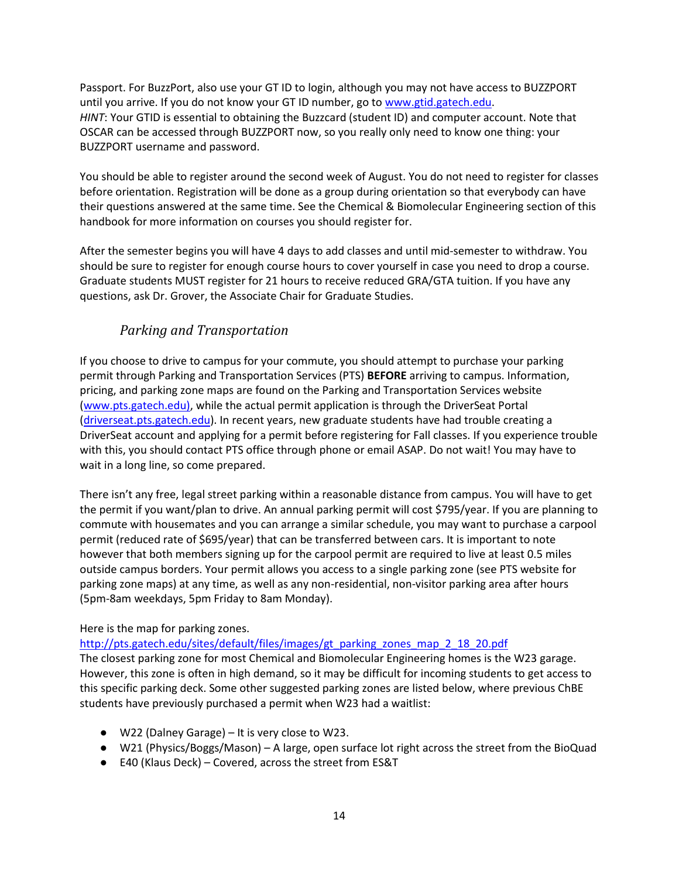Passport. For BuzzPort, also use your GT ID to login, although you may not have access to BUZZPORT until you arrive. If you do not know your GT ID number, go to [www.gtid.gatech.edu](www.gtid.gatech.edu).
*HINT*: Your GTID is essential to obtaining the Buzzcard (student ID) and computer account. Note that OSCAR can be accessed through BUZZPORT now, so you really only need to know one thing: your BUZZPORT username and password.

You should be able to register around the second week of August. You do not need to register for classes before orientation. Registration will be done as a group during orientation so that everybody can have their questions answered at the same time. See the Chemical & Biomolecular Engineering section of this handbook for more information on courses you should register for.

After the semester begins you will have 4 days to add classes and until mid-semester to withdraw. You should be sure to register for enough course hours to cover yourself in case you need to drop a course. Graduate students MUST register for 21 hours to receive reduced GRA/GTA tuition. If you have any questions, ask Dr. Grover, the Associate Chair for Graduate Studies.

### *Parking and Transportation*

If you choose to drive to campus for your commute, you should attempt to purchase your parking permit through Parking and Transportation Services (PTS) **BEFORE** arriving to campus. Information, pricing, and parking zone maps are found on the Parking and Transportation Services website ([www.pts.gatech.edu](www.pts.gatech.edu)), while the actual permit application is through the DriverSeat Portal ([driverseat.pts.gatech.edu](driverseat.pts.gatech.edu)). In recent years, new graduate students have had trouble creating a DriverSeat account and applying for a permit before registering for Fall classes. If you experience trouble with this, you should contact PTS office through phone or email ASAP. Do not wait! You may have to wait in a long line, so come prepared.

There isn't any free, legal street parking within a reasonable distance from campus. You will have to get the permit if you want/plan to drive. An annual parking permit will cost $795/year. If you are planning to commute with housemates and you can arrange a similar schedule, you may want to purchase a carpool permit (reduced rate of $695/year) that can be transferred between cars. It is important to note however that both members signing up for the carpool permit are required to live at least 0.5 miles outside campus borders. Your permit allows you access to a single parking zone (see PTS website for parking zone maps) at any time, as well as any non-residential, non-visitor parking area after hours (5pm-8am weekdays, 5pm Friday to 8am Monday).

Here is the map for parking zones.
[http://pts.gatech.edu/sites/default/files/images/gt_parking_zones_map_2_18_20.pdf](http://pts.gatech.edu/sites/default/files/images/gt_parking_zones_map_2_18_20.pdf)
The closest parking zone for most Chemical and Biomolecular Engineering homes is the W23 garage. However, this zone is often in high demand, so it may be difficult for incoming students to get access to this specific parking deck. Some other suggested parking zones are listed below, where previous ChBE students have previously purchased a permit when W23 had a waitlist:

- W22 (Dalney Garage) – It is very close to W23.
- W21 (Physics/Boggs/Mason) – A large, open surface lot right across the street from the BioQuad
- E40 (Klaus Deck) – Covered, across the street from ES&T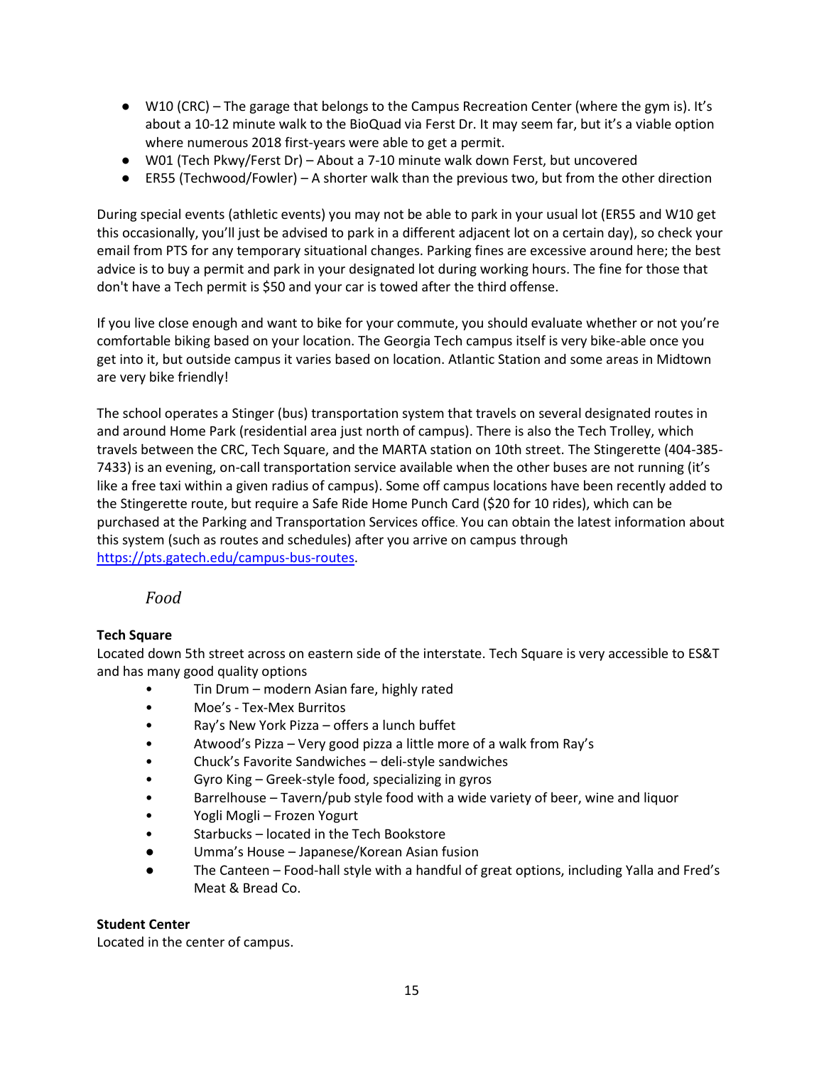- W10 (CRC) – The garage that belongs to the Campus Recreation Center (where the gym is). It's about a 10-12 minute walk to the BioQuad via Ferst Dr. It may seem far, but it's a viable option where numerous 2018 first-years were able to get a permit.
- W01 (Tech Pkwy/Ferst Dr) – About a 7-10 minute walk down Ferst, but uncovered
- ER55 (Techwood/Fowler) – A shorter walk than the previous two, but from the other direction

During special events (athletic events) you may not be able to park in your usual lot (ER55 and W10 get this occasionally, you'll just be advised to park in a different adjacent lot on a certain day), so check your email from PTS for any temporary situational changes. Parking fines are excessive around here; the best advice is to buy a permit and park in your designated lot during working hours. The fine for those that don't have a Tech permit is $50 and your car is towed after the third offense.

If you live close enough and want to bike for your commute, you should evaluate whether or not you're comfortable biking based on your location. The Georgia Tech campus itself is very bike-able once you get into it, but outside campus it varies based on location. Atlantic Station and some areas in Midtown are very bike friendly!

The school operates a Stinger (bus) transportation system that travels on several designated routes in and around Home Park (residential area just north of campus). There is also the Tech Trolley, which travels between the CRC, Tech Square, and the MARTA station on 10th street. The Stingerette (404-385-7433) is an evening, on-call transportation service available when the other buses are not running (it's like a free taxi within a given radius of campus). Some off campus locations have been recently added to the Stingerette route, but require a Safe Ride Home Punch Card ($20 for 10 rides), which can be purchased at the Parking and Transportation Services office. You can obtain the latest information about this system (such as routes and schedules) after you arrive on campus through https://pts.gatech.edu/campus-bus-routes.

### *Food*

**Tech Square**
Located down 5th street across on eastern side of the interstate. Tech Square is very accessible to ES&T and has many good quality options

- Tin Drum – modern Asian fare, highly rated
- Moe's - Tex-Mex Burritos
- Ray's New York Pizza – offers a lunch buffet
- Atwood's Pizza – Very good pizza a little more of a walk from Ray's
- Chuck's Favorite Sandwiches – deli-style sandwiches
- Gyro King – Greek-style food, specializing in gyros
- Barrelhouse – Tavern/pub style food with a wide variety of beer, wine and liquor
- Yogli Mogli – Frozen Yogurt
- Starbucks – located in the Tech Bookstore
- Umma's House – Japanese/Korean Asian fusion
- The Canteen – Food-hall style with a handful of great options, including Yalla and Fred's Meat & Bread Co.

**Student Center**
Located in the center of campus.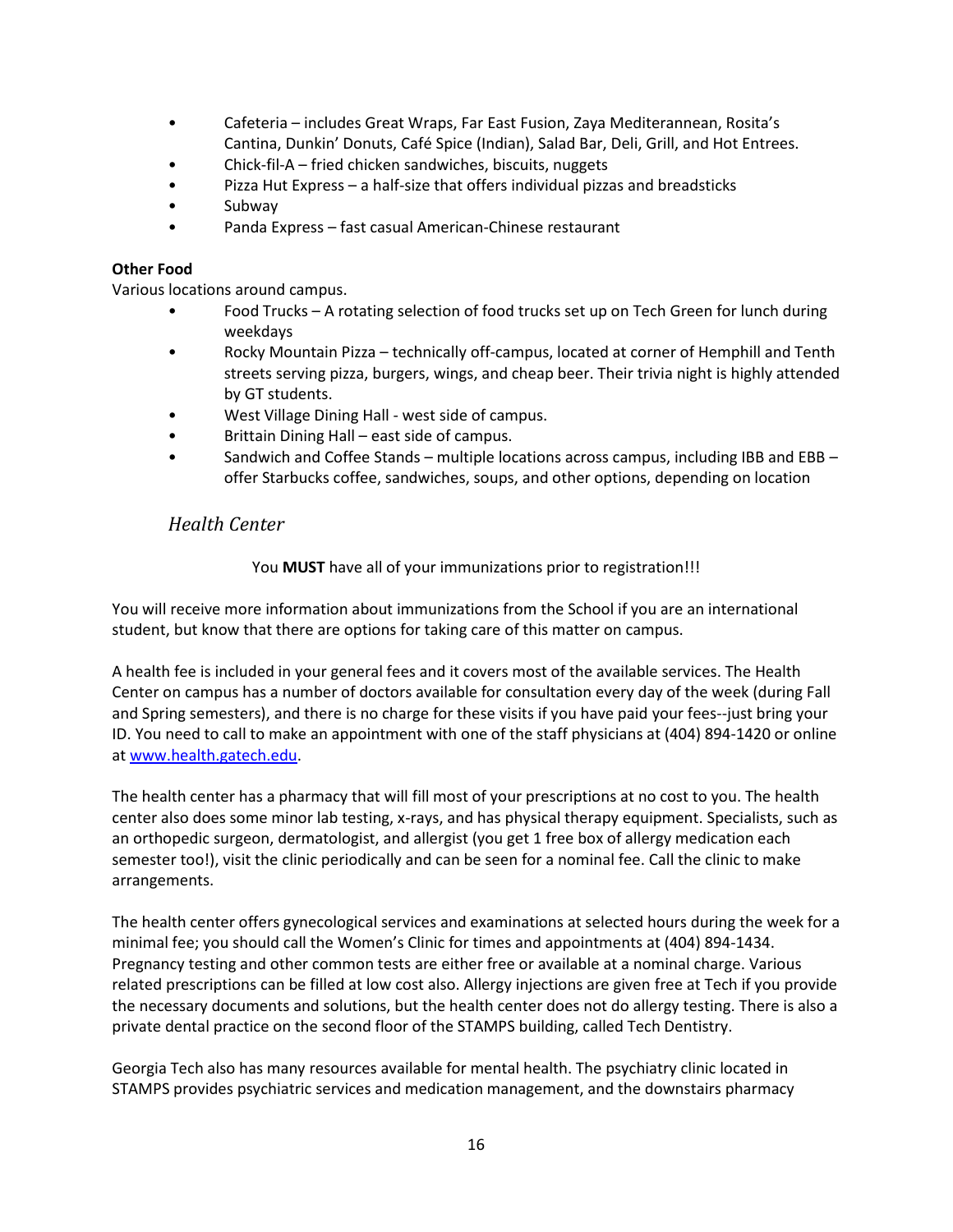- Cafeteria – includes Great Wraps, Far East Fusion, Zaya Mediterannean, Rosita's Cantina, Dunkin' Donuts, Café Spice (Indian), Salad Bar, Deli, Grill, and Hot Entrees.
- Chick-fil-A – fried chicken sandwiches, biscuits, nuggets
- Pizza Hut Express – a half-size that offers individual pizzas and breadsticks
- Subway
- Panda Express – fast casual American-Chinese restaurant

**Other Food**

Various locations around campus.

- Food Trucks – A rotating selection of food trucks set up on Tech Green for lunch during weekdays
- Rocky Mountain Pizza – technically off-campus, located at corner of Hemphill and Tenth streets serving pizza, burgers, wings, and cheap beer. Their trivia night is highly attended by GT students.
- West Village Dining Hall - west side of campus.
- Brittain Dining Hall – east side of campus.
- Sandwich and Coffee Stands – multiple locations across campus, including IBB and EBB – offer Starbucks coffee, sandwiches, soups, and other options, depending on location

## *Health Center*

You **MUST** have all of your immunizations prior to registration!!!

You will receive more information about immunizations from the School if you are an international student, but know that there are options for taking care of this matter on campus.

A health fee is included in your general fees and it covers most of the available services. The Health Center on campus has a number of doctors available for consultation every day of the week (during Fall and Spring semesters), and there is no charge for these visits if you have paid your fees--just bring your ID. You need to call to make an appointment with one of the staff physicians at (404) 894-1420 or online at www.health.gatech.edu.

The health center has a pharmacy that will fill most of your prescriptions at no cost to you. The health center also does some minor lab testing, x-rays, and has physical therapy equipment. Specialists, such as an orthopedic surgeon, dermatologist, and allergist (you get 1 free box of allergy medication each semester too!), visit the clinic periodically and can be seen for a nominal fee. Call the clinic to make arrangements.

The health center offers gynecological services and examinations at selected hours during the week for a minimal fee; you should call the Women's Clinic for times and appointments at (404) 894-1434. Pregnancy testing and other common tests are either free or available at a nominal charge. Various related prescriptions can be filled at low cost also. Allergy injections are given free at Tech if you provide the necessary documents and solutions, but the health center does not do allergy testing. There is also a private dental practice on the second floor of the STAMPS building, called Tech Dentistry.

Georgia Tech also has many resources available for mental health. The psychiatry clinic located in STAMPS provides psychiatric services and medication management, and the downstairs pharmacy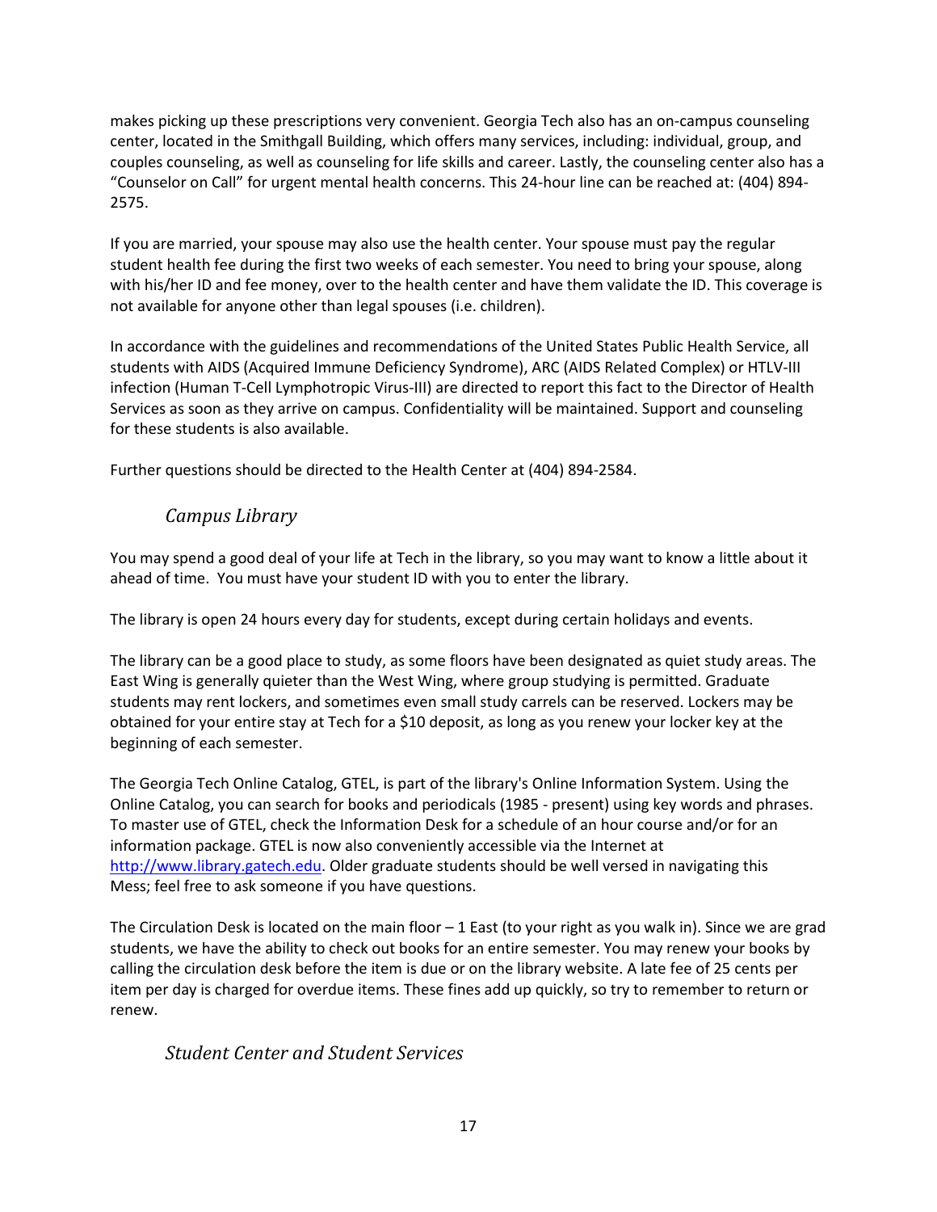makes picking up these prescriptions very convenient. Georgia Tech also has an on-campus counseling center, located in the Smithgall Building, which offers many services, including: individual, group, and couples counseling, as well as counseling for life skills and career. Lastly, the counseling center also has a "Counselor on Call" for urgent mental health concerns. This 24-hour line can be reached at: (404) 894-2575.

If you are married, your spouse may also use the health center. Your spouse must pay the regular student health fee during the first two weeks of each semester. You need to bring your spouse, along with his/her ID and fee money, over to the health center and have them validate the ID. This coverage is not available for anyone other than legal spouses (i.e. children).

In accordance with the guidelines and recommendations of the United States Public Health Service, all students with AIDS (Acquired Immune Deficiency Syndrome), ARC (AIDS Related Complex) or HTLV-III infection (Human T-Cell Lymphotropic Virus-III) are directed to report this fact to the Director of Health Services as soon as they arrive on campus. Confidentiality will be maintained. Support and counseling for these students is also available.

Further questions should be directed to the Health Center at (404) 894-2584.

### *Campus Library*

You may spend a good deal of your life at Tech in the library, so you may want to know a little about it ahead of time. You must have your student ID with you to enter the library.

The library is open 24 hours every day for students, except during certain holidays and events.

The library can be a good place to study, as some floors have been designated as quiet study areas. The East Wing is generally quieter than the West Wing, where group studying is permitted. Graduate students may rent lockers, and sometimes even small study carrels can be reserved. Lockers may be obtained for your entire stay at Tech for a $10 deposit, as long as you renew your locker key at the beginning of each semester.

The Georgia Tech Online Catalog, GTEL, is part of the library's Online Information System. Using the Online Catalog, you can search for books and periodicals (1985 - present) using key words and phrases. To master use of GTEL, check the Information Desk for a schedule of an hour course and/or for an information package. GTEL is now also conveniently accessible via the Internet at [http://www.library.gatech.edu](http://www.library.gatech.edu). Older graduate students should be well versed in navigating this Mess; feel free to ask someone if you have questions.

The Circulation Desk is located on the main floor – 1 East (to your right as you walk in). Since we are grad students, we have the ability to check out books for an entire semester. You may renew your books by calling the circulation desk before the item is due or on the library website. A late fee of 25 cents per item per day is charged for overdue items. These fines add up quickly, so try to remember to return or renew.

### *Student Center and Student Services*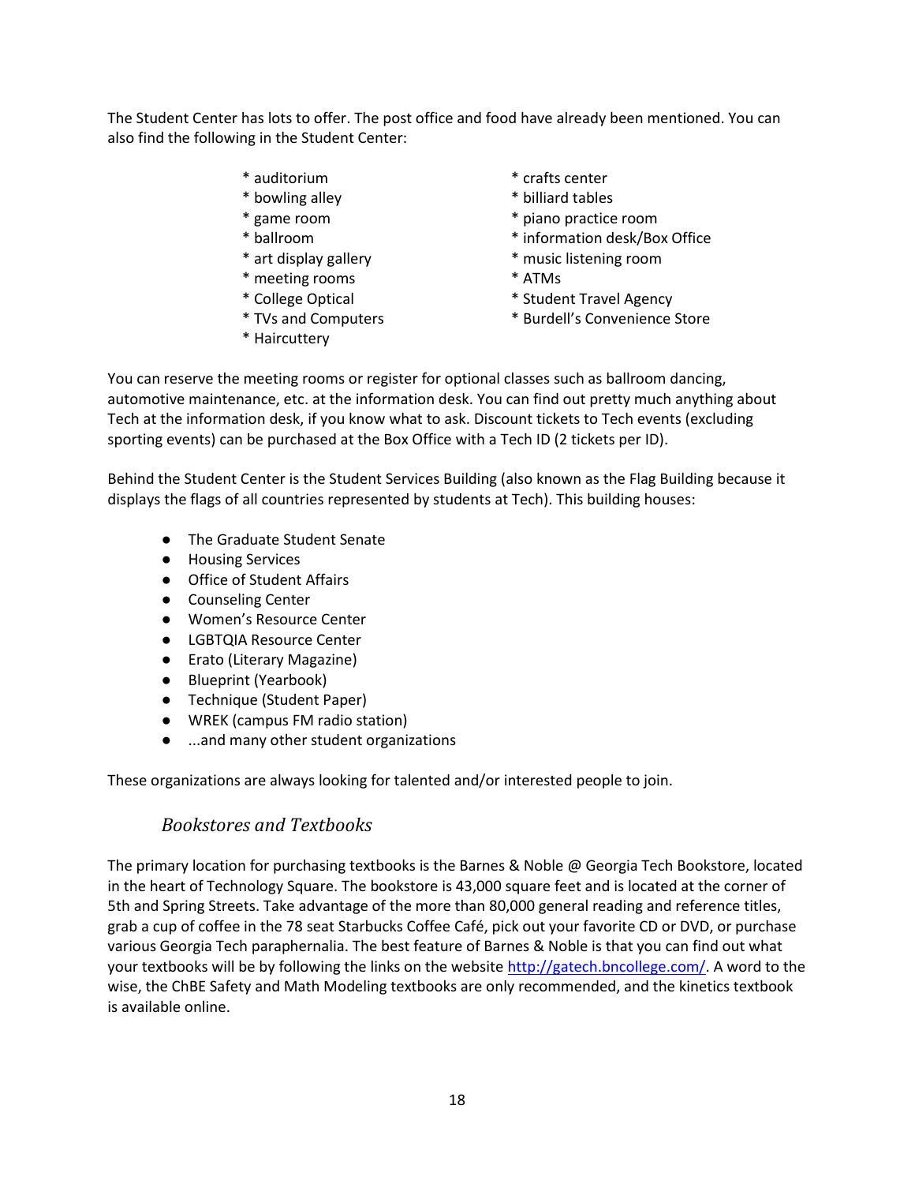The Student Center has lots to offer. The post office and food have already been mentioned. You can also find the following in the Student Center:

* auditorium
* bowling alley
* game room
* ballroom
* art display gallery
* meeting rooms
* College Optical
* TVs and Computers
* Haircuttery
* crafts center
* billiard tables
* piano practice room
* information desk/Box Office
* music listening room
* ATMs
* Student Travel Agency
* Burdell's Convenience Store

You can reserve the meeting rooms or register for optional classes such as ballroom dancing, automotive maintenance, etc. at the information desk. You can find out pretty much anything about Tech at the information desk, if you know what to ask. Discount tickets to Tech events (excluding sporting events) can be purchased at the Box Office with a Tech ID (2 tickets per ID).

Behind the Student Center is the Student Services Building (also known as the Flag Building because it displays the flags of all countries represented by students at Tech). This building houses:

- The Graduate Student Senate
- Housing Services
- Office of Student Affairs
- Counseling Center
- Women's Resource Center
- LGBTQIA Resource Center
- Erato (Literary Magazine)
- Blueprint (Yearbook)
- Technique (Student Paper)
- WREK (campus FM radio station)
- ...and many other student organizations

These organizations are always looking for talented and/or interested people to join.

### *Bookstores and Textbooks*

The primary location for purchasing textbooks is the Barnes & Noble @ Georgia Tech Bookstore, located in the heart of Technology Square. The bookstore is 43,000 square feet and is located at the corner of 5th and Spring Streets. Take advantage of the more than 80,000 general reading and reference titles, grab a cup of coffee in the 78 seat Starbucks Coffee Café, pick out your favorite CD or DVD, or purchase various Georgia Tech paraphernalia. The best feature of Barnes & Noble is that you can find out what your textbooks will be by following the links on the website http://gatech.bncollege.com/. A word to the wise, the ChBE Safety and Math Modeling textbooks are only recommended, and the kinetics textbook is available online.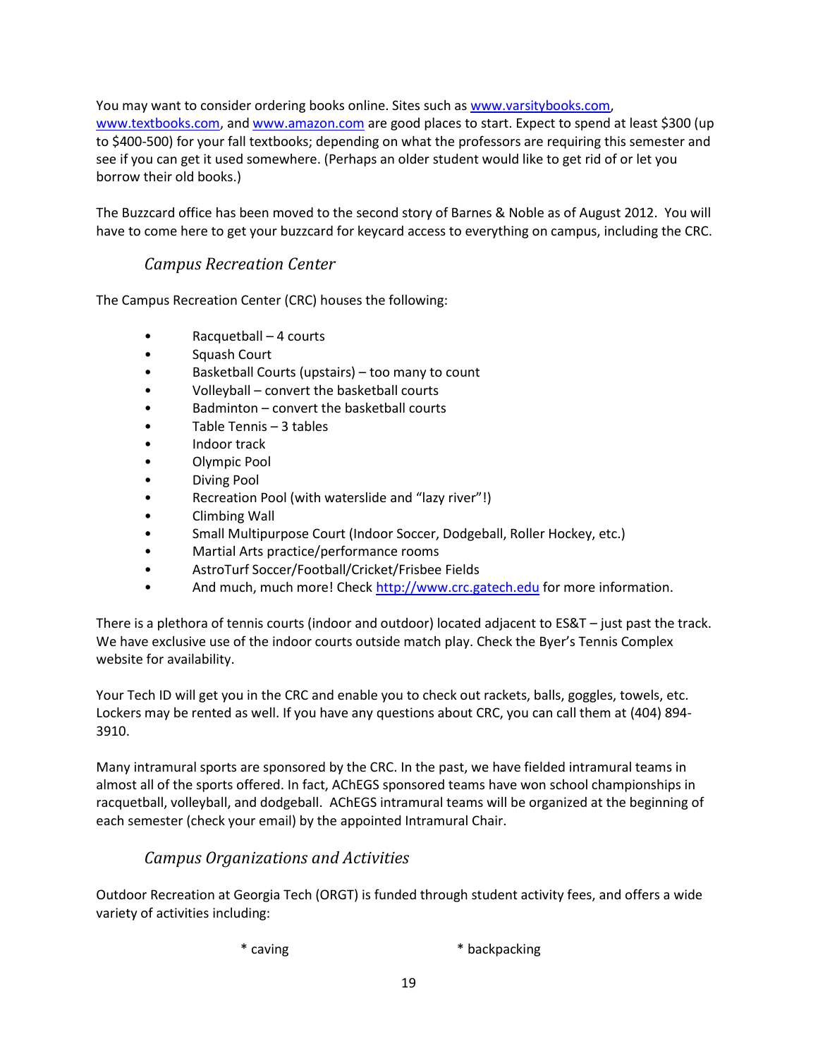You may want to consider ordering books online. Sites such as [www.varsitybooks.com](http://www.varsitybooks.com), [www.textbooks.com](http://www.textbooks.com), and [www.amazon.com](http://www.amazon.com) are good places to start. Expect to spend at least $300 (up to $400-500) for your fall textbooks; depending on what the professors are requiring this semester and see if you can get it used somewhere. (Perhaps an older student would like to get rid of or let you borrow their old books.)

The Buzzcard office has been moved to the second story of Barnes & Noble as of August 2012. You will have to come here to get your buzzcard for keycard access to everything on campus, including the CRC.

### *Campus Recreation Center*

The Campus Recreation Center (CRC) houses the following:

- Racquetball – 4 courts
- Squash Court
- Basketball Courts (upstairs) – too many to count
- Volleyball – convert the basketball courts
- Badminton – convert the basketball courts
- Table Tennis – 3 tables
- Indoor track
- Olympic Pool
- Diving Pool
- Recreation Pool (with waterslide and "lazy river"!)
- Climbing Wall
- Small Multipurpose Court (Indoor Soccer, Dodgeball, Roller Hockey, etc.)
- Martial Arts practice/performance rooms
- AstroTurf Soccer/Football/Cricket/Frisbee Fields
- And much, much more! Check [http://www.crc.gatech.edu](http://www.crc.gatech.edu) for more information.

There is a plethora of tennis courts (indoor and outdoor) located adjacent to ES&T – just past the track. We have exclusive use of the indoor courts outside match play. Check the Byer's Tennis Complex website for availability.

Your Tech ID will get you in the CRC and enable you to check out rackets, balls, goggles, towels, etc. Lockers may be rented as well. If you have any questions about CRC, you can call them at (404) 894-3910.

Many intramural sports are sponsored by the CRC. In the past, we have fielded intramural teams in almost all of the sports offered. In fact, AChEGS sponsored teams have won school championships in racquetball, volleyball, and dodgeball. AChEGS intramural teams will be organized at the beginning of each semester (check your email) by the appointed Intramural Chair.

### *Campus Organizations and Activities*

Outdoor Recreation at Georgia Tech (ORGT) is funded through student activity fees, and offers a wide variety of activities including:

* caving
* backpacking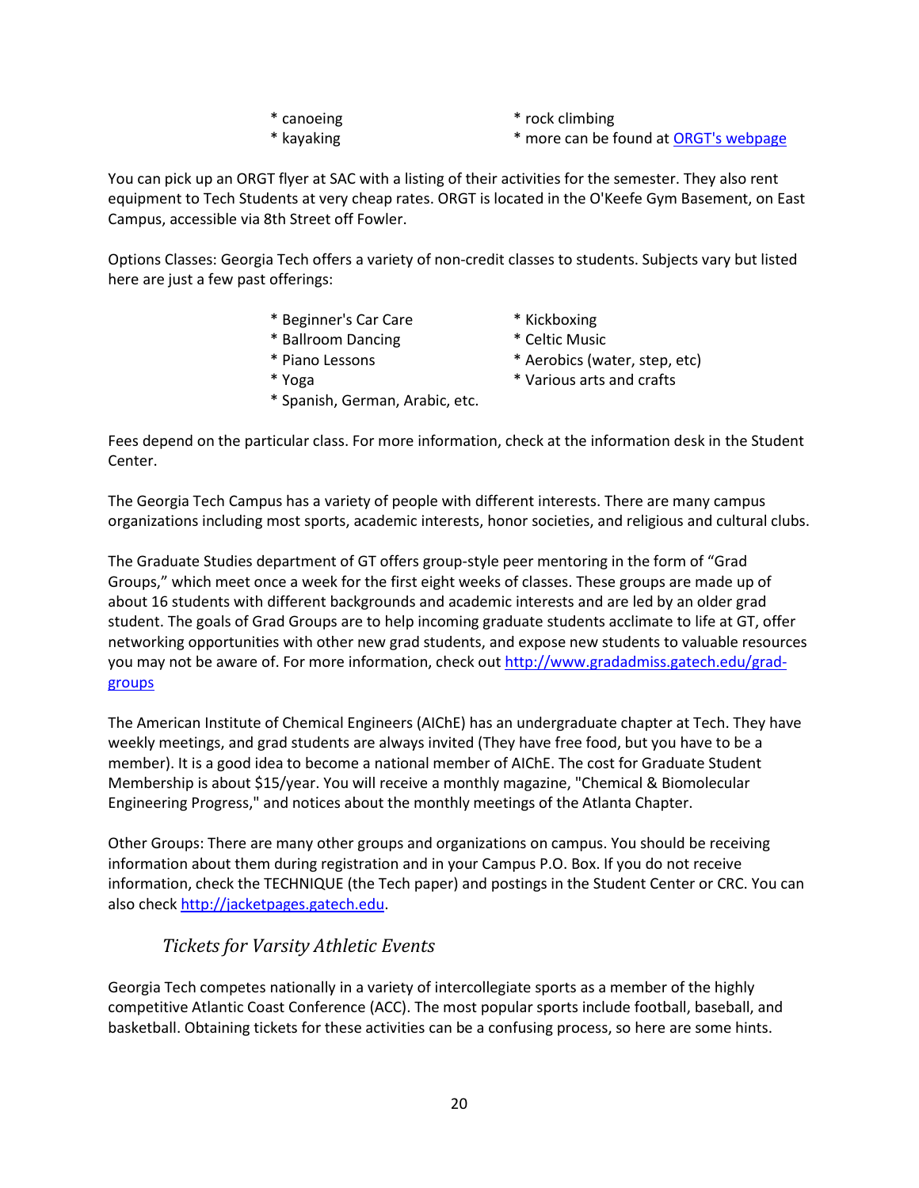* canoeing
* kayaking
* rock climbing
* more can be found at [ORGT's webpage]()

You can pick up an ORGT flyer at SAC with a listing of their activities for the semester. They also rent equipment to Tech Students at very cheap rates. ORGT is located in the O'Keefe Gym Basement, on East Campus, accessible via 8th Street off Fowler.

Options Classes: Georgia Tech offers a variety of non-credit classes to students. Subjects vary but listed here are just a few past offerings:

* Beginner's Car Care
* Ballroom Dancing
* Piano Lessons
* Yoga
* Spanish, German, Arabic, etc.
* Kickboxing
* Celtic Music
* Aerobics (water, step, etc)
* Various arts and crafts

Fees depend on the particular class. For more information, check at the information desk in the Student Center.

The Georgia Tech Campus has a variety of people with different interests. There are many campus organizations including most sports, academic interests, honor societies, and religious and cultural clubs.

The Graduate Studies department of GT offers group-style peer mentoring in the form of "Grad Groups," which meet once a week for the first eight weeks of classes. These groups are made up of about 16 students with different backgrounds and academic interests and are led by an older grad student. The goals of Grad Groups are to help incoming graduate students acclimate to life at GT, offer networking opportunities with other new grad students, and expose new students to valuable resources you may not be aware of. For more information, check out http://www.gradadmiss.gatech.edu/grad-groups

The American Institute of Chemical Engineers (AIChE) has an undergraduate chapter at Tech. They have weekly meetings, and grad students are always invited (They have free food, but you have to be a member). It is a good idea to become a national member of AIChE. The cost for Graduate Student Membership is about $15/year. You will receive a monthly magazine, "Chemical & Biomolecular Engineering Progress," and notices about the monthly meetings of the Atlanta Chapter.

Other Groups: There are many other groups and organizations on campus. You should be receiving information about them during registration and in your Campus P.O. Box. If you do not receive information, check the TECHNIQUE (the Tech paper) and postings in the Student Center or CRC. You can also check http://jacketpages.gatech.edu.

### *Tickets for Varsity Athletic Events*

Georgia Tech competes nationally in a variety of intercollegiate sports as a member of the highly competitive Atlantic Coast Conference (ACC). The most popular sports include football, baseball, and basketball. Obtaining tickets for these activities can be a confusing process, so here are some hints.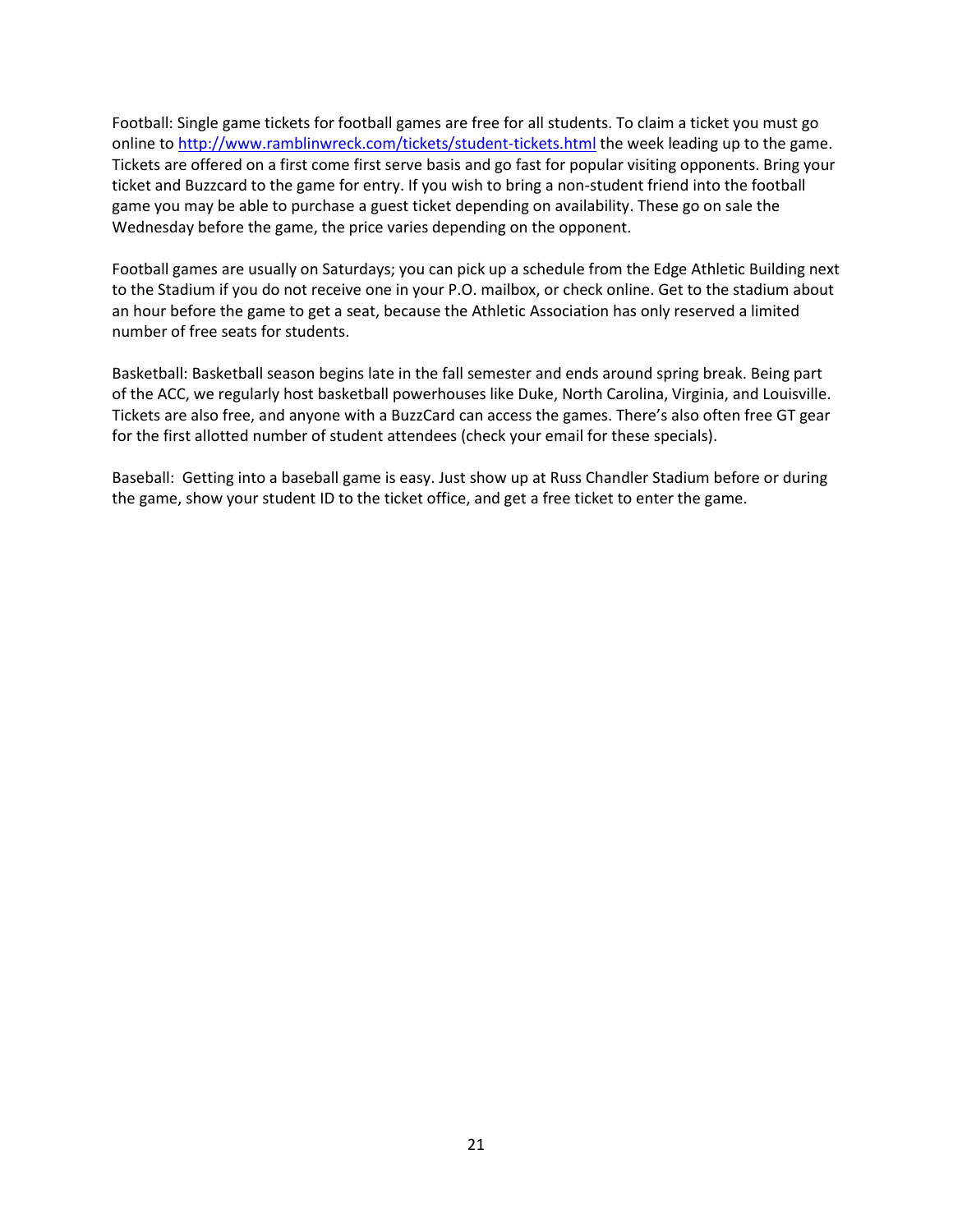Football: Single game tickets for football games are free for all students. To claim a ticket you must go online to [http://www.ramblinwreck.com/tickets/student-tickets.html](http://www.ramblinwreck.com/tickets/student-tickets.html) the week leading up to the game. Tickets are offered on a first come first serve basis and go fast for popular visiting opponents. Bring your ticket and Buzzcard to the game for entry. If you wish to bring a non-student friend into the football game you may be able to purchase a guest ticket depending on availability. These go on sale the Wednesday before the game, the price varies depending on the opponent.

Football games are usually on Saturdays; you can pick up a schedule from the Edge Athletic Building next to the Stadium if you do not receive one in your P.O. mailbox, or check online. Get to the stadium about an hour before the game to get a seat, because the Athletic Association has only reserved a limited number of free seats for students.

Basketball: Basketball season begins late in the fall semester and ends around spring break. Being part of the ACC, we regularly host basketball powerhouses like Duke, North Carolina, Virginia, and Louisville. Tickets are also free, and anyone with a BuzzCard can access the games. There's also often free GT gear for the first allotted number of student attendees (check your email for these specials).

Baseball: Getting into a baseball game is easy. Just show up at Russ Chandler Stadium before or during the game, show your student ID to the ticket office, and get a free ticket to enter the game.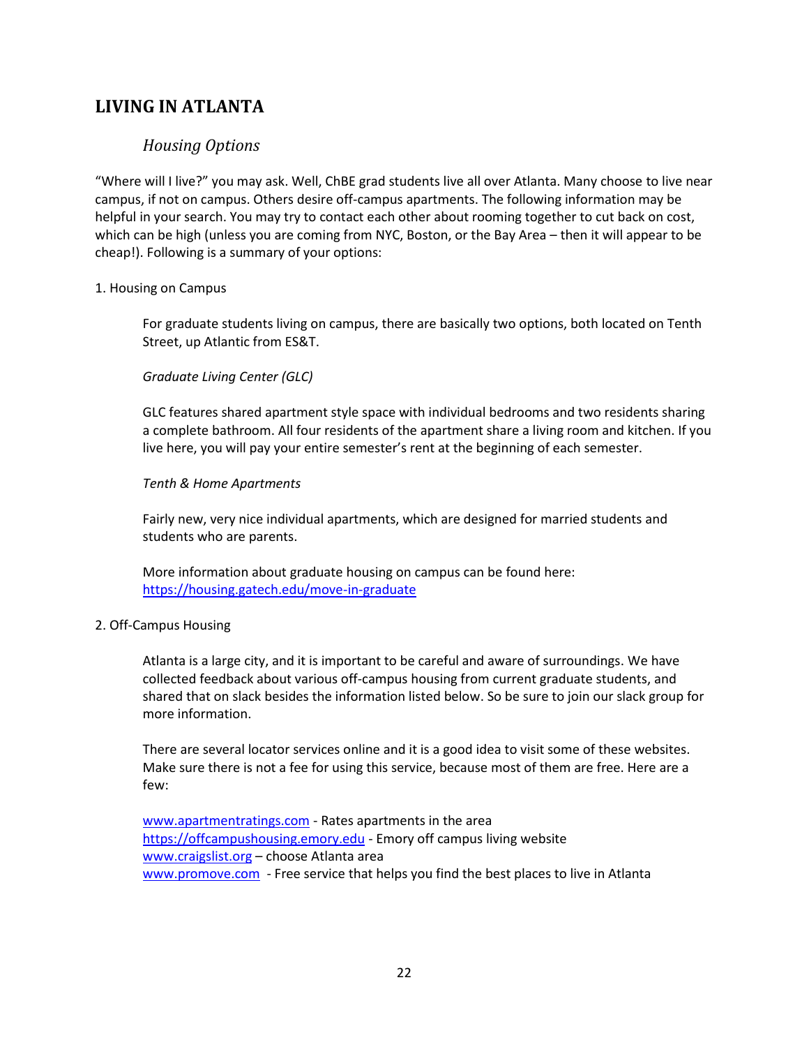## LIVING IN ATLANTA

### *Housing Options*

"Where will I live?" you may ask. Well, ChBE grad students live all over Atlanta. Many choose to live near campus, if not on campus. Others desire off-campus apartments. The following information may be helpful in your search. You may try to contact each other about rooming together to cut back on cost, which can be high (unless you are coming from NYC, Boston, or the Bay Area – then it will appear to be cheap!). Following is a summary of your options:

1. Housing on Campus

   For graduate students living on campus, there are basically two options, both located on Tenth Street, up Atlantic from ES&T.

   *Graduate Living Center (GLC)*

   GLC features shared apartment style space with individual bedrooms and two residents sharing a complete bathroom. All four residents of the apartment share a living room and kitchen. If you live here, you will pay your entire semester's rent at the beginning of each semester.

   *Tenth & Home Apartments*

   Fairly new, very nice individual apartments, which are designed for married students and students who are parents.

   More information about graduate housing on campus can be found here: https://housing.gatech.edu/move-in-graduate

2. Off-Campus Housing

   Atlanta is a large city, and it is important to be careful and aware of surroundings. We have collected feedback about various off-campus housing from current graduate students, and shared that on slack besides the information listed below. So be sure to join our slack group for more information.

   There are several locator services online and it is a good idea to visit some of these websites. Make sure there is not a fee for using this service, because most of them are free. Here are a few:

   www.apartmentratings.com - Rates apartments in the area
   https://offcampushousing.emory.edu - Emory off campus living website
   www.craigslist.org – choose Atlanta area
   www.promove.com - Free service that helps you find the best places to live in Atlanta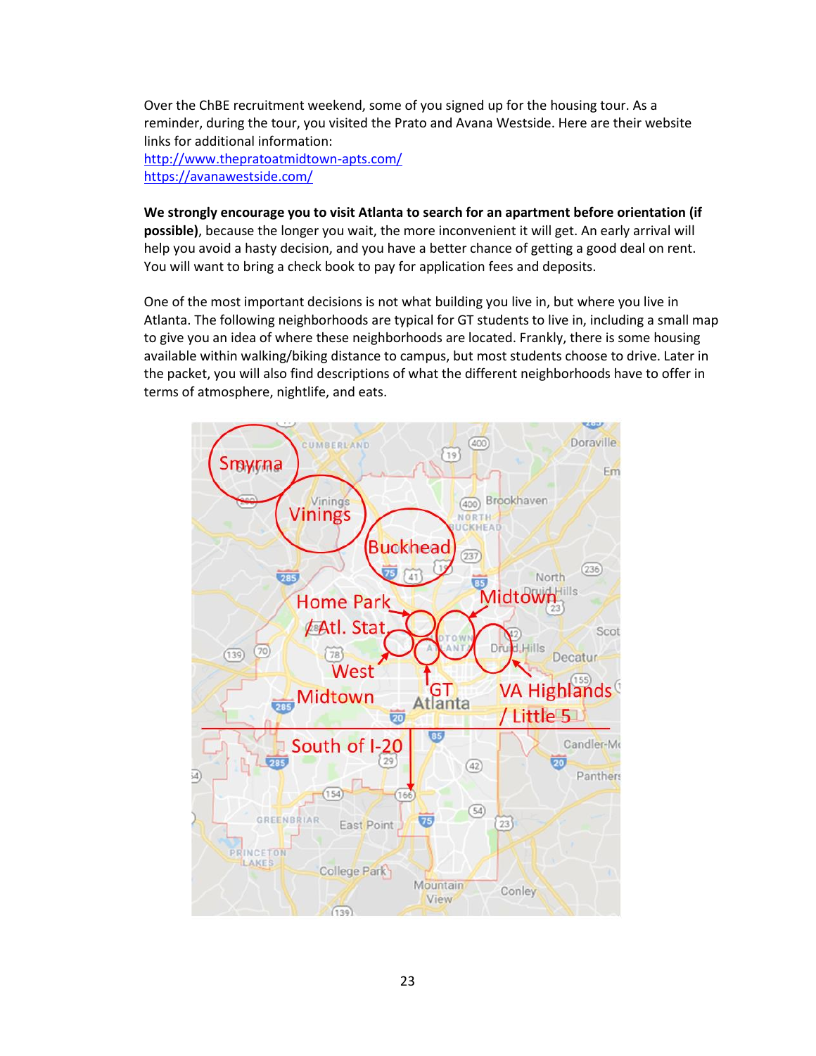Over the ChBE recruitment weekend, some of you signed up for the housing tour. As a reminder, during the tour, you visited the Prato and Avana Westside. Here are their website links for additional information:
http://www.thepratoatmidtown-apts.com/
https://avanawestside.com/

**We strongly encourage you to visit Atlanta to search for an apartment before orientation (if possible)**, because the longer you wait, the more inconvenient it will get. An early arrival will help you avoid a hasty decision, and you have a better chance of getting a good deal on rent. You will want to bring a check book to pay for application fees and deposits.

One of the most important decisions is not what building you live in, but where you live in Atlanta. The following neighborhoods are typical for GT students to live in, including a small map to give you an idea of where these neighborhoods are located. Frankly, there is some housing available within walking/biking distance to campus, but most students choose to drive. Later in the packet, you will also find descriptions of what the different neighborhoods have to offer in terms of atmosphere, nightlife, and eats.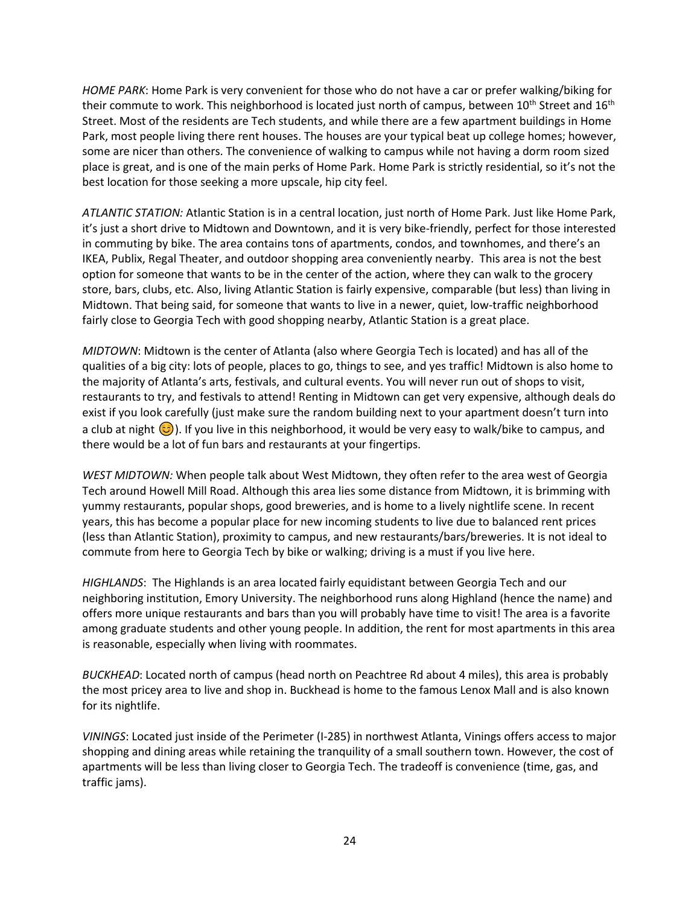*HOME PARK*: Home Park is very convenient for those who do not have a car or prefer walking/biking for their commute to work. This neighborhood is located just north of campus, between 10th Street and 16th Street. Most of the residents are Tech students, and while there are a few apartment buildings in Home Park, most people living there rent houses. The houses are your typical beat up college homes; however, some are nicer than others. The convenience of walking to campus while not having a dorm room sized place is great, and is one of the main perks of Home Park. Home Park is strictly residential, so it's not the best location for those seeking a more upscale, hip city feel.

*ATLANTIC STATION:* Atlantic Station is in a central location, just north of Home Park. Just like Home Park, it's just a short drive to Midtown and Downtown, and it is very bike-friendly, perfect for those interested in commuting by bike. The area contains tons of apartments, condos, and townhomes, and there's an IKEA, Publix, Regal Theater, and outdoor shopping area conveniently nearby. This area is not the best option for someone that wants to be in the center of the action, where they can walk to the grocery store, bars, clubs, etc. Also, living Atlantic Station is fairly expensive, comparable (but less) than living in Midtown. That being said, for someone that wants to live in a newer, quiet, low-traffic neighborhood fairly close to Georgia Tech with good shopping nearby, Atlantic Station is a great place.

*MIDTOWN*: Midtown is the center of Atlanta (also where Georgia Tech is located) and has all of the qualities of a big city: lots of people, places to go, things to see, and yes traffic! Midtown is also home to the majority of Atlanta's arts, festivals, and cultural events. You will never run out of shops to visit, restaurants to try, and festivals to attend! Renting in Midtown can get very expensive, although deals do exist if you look carefully (just make sure the random building next to your apartment doesn't turn into a club at night 😊). If you live in this neighborhood, it would be very easy to walk/bike to campus, and there would be a lot of fun bars and restaurants at your fingertips.

*WEST MIDTOWN:* When people talk about West Midtown, they often refer to the area west of Georgia Tech around Howell Mill Road. Although this area lies some distance from Midtown, it is brimming with yummy restaurants, popular shops, good breweries, and is home to a lively nightlife scene. In recent years, this has become a popular place for new incoming students to live due to balanced rent prices (less than Atlantic Station), proximity to campus, and new restaurants/bars/breweries. It is not ideal to commute from here to Georgia Tech by bike or walking; driving is a must if you live here.

*HIGHLANDS*: The Highlands is an area located fairly equidistant between Georgia Tech and our neighboring institution, Emory University. The neighborhood runs along Highland (hence the name) and offers more unique restaurants and bars than you will probably have time to visit! The area is a favorite among graduate students and other young people. In addition, the rent for most apartments in this area is reasonable, especially when living with roommates.

*BUCKHEAD*: Located north of campus (head north on Peachtree Rd about 4 miles), this area is probably the most pricey area to live and shop in. Buckhead is home to the famous Lenox Mall and is also known for its nightlife.

*VININGS*: Located just inside of the Perimeter (I-285) in northwest Atlanta, Vinings offers access to major shopping and dining areas while retaining the tranquility of a small southern town. However, the cost of apartments will be less than living closer to Georgia Tech. The tradeoff is convenience (time, gas, and traffic jams).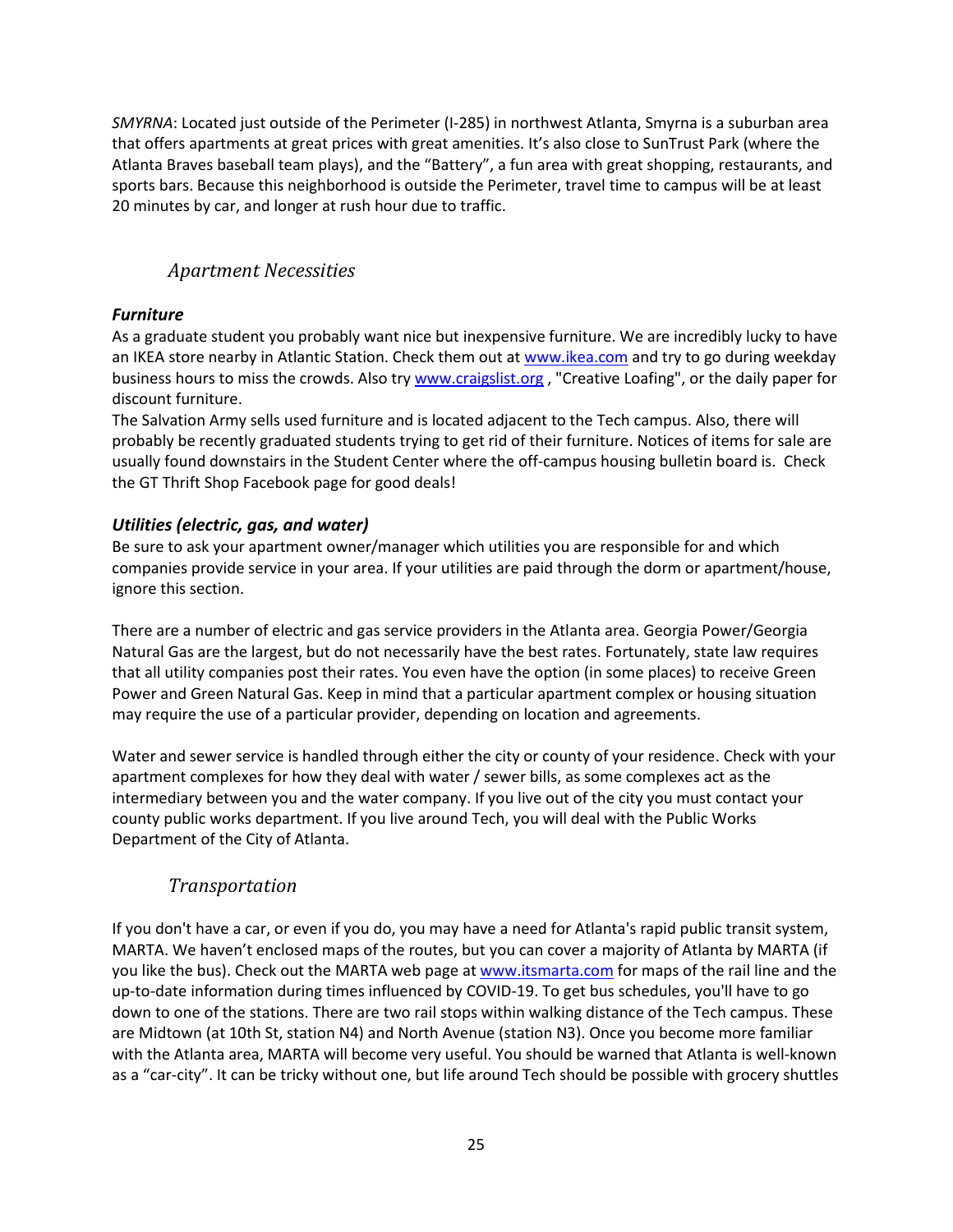*SMYRNA*: Located just outside of the Perimeter (I-285) in northwest Atlanta, Smyrna is a suburban area that offers apartments at great prices with great amenities. It's also close to SunTrust Park (where the Atlanta Braves baseball team plays), and the "Battery", a fun area with great shopping, restaurants, and sports bars. Because this neighborhood is outside the Perimeter, travel time to campus will be at least 20 minutes by car, and longer at rush hour due to traffic.

## *Apartment Necessities*

### ***Furniture***

As a graduate student you probably want nice but inexpensive furniture. We are incredibly lucky to have an IKEA store nearby in Atlantic Station. Check them out at www.ikea.com and try to go during weekday business hours to miss the crowds. Also try www.craigslist.org , "Creative Loafing", or the daily paper for discount furniture.

The Salvation Army sells used furniture and is located adjacent to the Tech campus. Also, there will probably be recently graduated students trying to get rid of their furniture. Notices of items for sale are usually found downstairs in the Student Center where the off-campus housing bulletin board is. Check the GT Thrift Shop Facebook page for good deals!

### ***Utilities (electric, gas, and water)***

Be sure to ask your apartment owner/manager which utilities you are responsible for and which companies provide service in your area. If your utilities are paid through the dorm or apartment/house, ignore this section.

There are a number of electric and gas service providers in the Atlanta area. Georgia Power/Georgia Natural Gas are the largest, but do not necessarily have the best rates. Fortunately, state law requires that all utility companies post their rates. You even have the option (in some places) to receive Green Power and Green Natural Gas. Keep in mind that a particular apartment complex or housing situation may require the use of a particular provider, depending on location and agreements.

Water and sewer service is handled through either the city or county of your residence. Check with your apartment complexes for how they deal with water / sewer bills, as some complexes act as the intermediary between you and the water company. If you live out of the city you must contact your county public works department. If you live around Tech, you will deal with the Public Works Department of the City of Atlanta.

## *Transportation*

If you don't have a car, or even if you do, you may have a need for Atlanta's rapid public transit system, MARTA. We haven't enclosed maps of the routes, but you can cover a majority of Atlanta by MARTA (if you like the bus). Check out the MARTA web page at www.itsmarta.com for maps of the rail line and the up-to-date information during times influenced by COVID-19. To get bus schedules, you'll have to go down to one of the stations. There are two rail stops within walking distance of the Tech campus. These are Midtown (at 10th St, station N4) and North Avenue (station N3). Once you become more familiar with the Atlanta area, MARTA will become very useful. You should be warned that Atlanta is well-known as a "car-city". It can be tricky without one, but life around Tech should be possible with grocery shuttles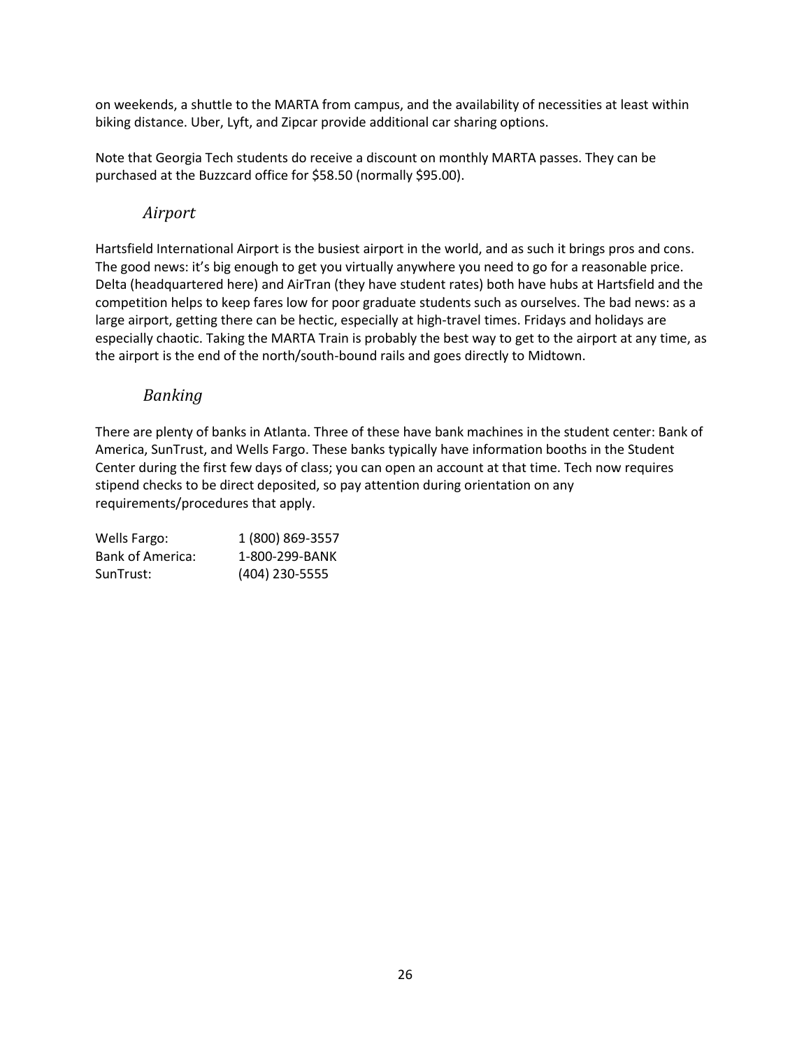on weekends, a shuttle to the MARTA from campus, and the availability of necessities at least within biking distance. Uber, Lyft, and Zipcar provide additional car sharing options.

Note that Georgia Tech students do receive a discount on monthly MARTA passes. They can be purchased at the Buzzcard office for $58.50 (normally $95.00).

### *Airport*

Hartsfield International Airport is the busiest airport in the world, and as such it brings pros and cons. The good news: it's big enough to get you virtually anywhere you need to go for a reasonable price. Delta (headquartered here) and AirTran (they have student rates) both have hubs at Hartsfield and the competition helps to keep fares low for poor graduate students such as ourselves. The bad news: as a large airport, getting there can be hectic, especially at high-travel times. Fridays and holidays are especially chaotic. Taking the MARTA Train is probably the best way to get to the airport at any time, as the airport is the end of the north/south-bound rails and goes directly to Midtown.

### *Banking*

There are plenty of banks in Atlanta. Three of these have bank machines in the student center: Bank of America, SunTrust, and Wells Fargo. These banks typically have information booths in the Student Center during the first few days of class; you can open an account at that time. Tech now requires stipend checks to be direct deposited, so pay attention during orientation on any requirements/procedures that apply.

| | |
|---|---|
| Wells Fargo: | 1 (800) 869-3557 |
| Bank of America: | 1-800-299-BANK |
| SunTrust: | (404) 230-5555 |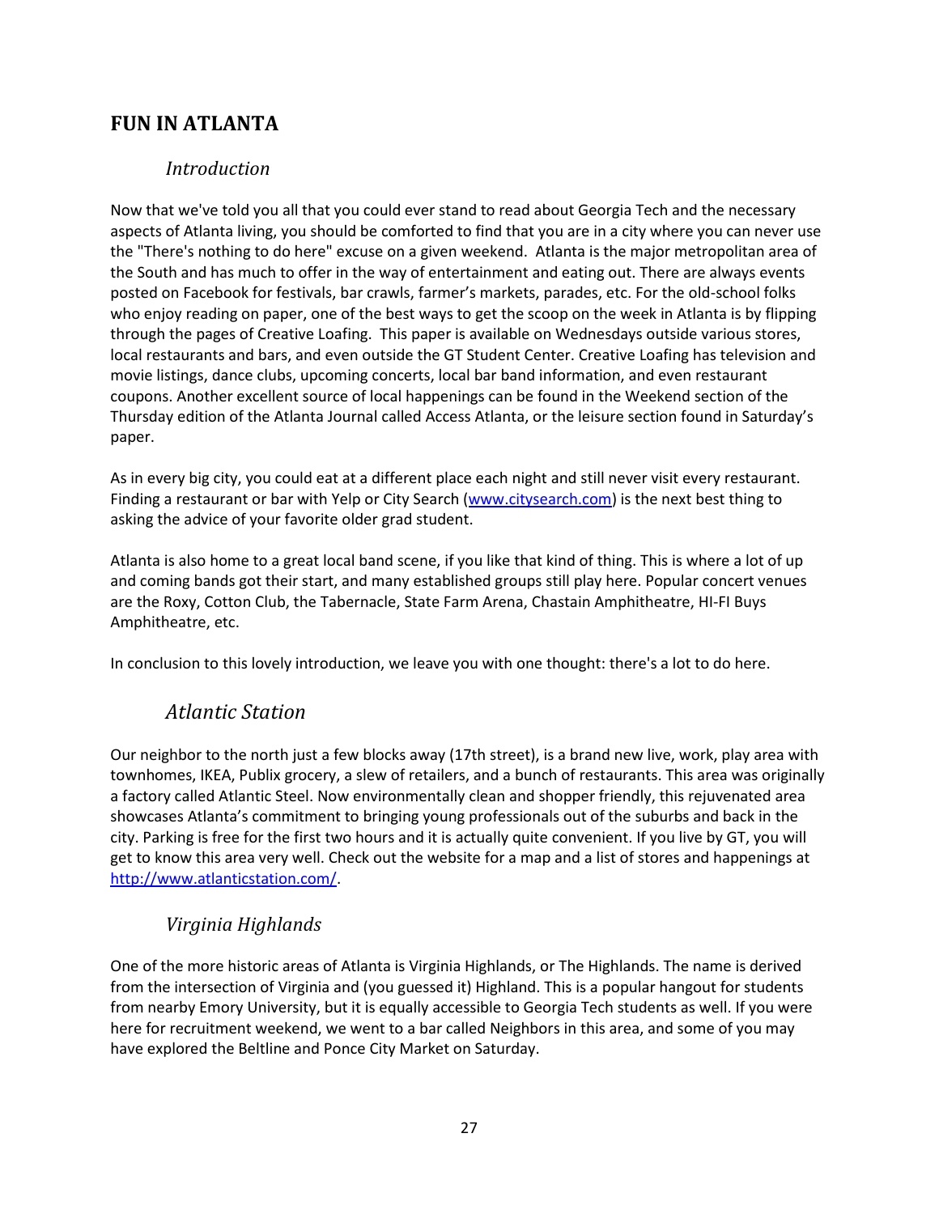## FUN IN ATLANTA

### *Introduction*

Now that we've told you all that you could ever stand to read about Georgia Tech and the necessary aspects of Atlanta living, you should be comforted to find that you are in a city where you can never use the "There's nothing to do here" excuse on a given weekend. Atlanta is the major metropolitan area of the South and has much to offer in the way of entertainment and eating out. There are always events posted on Facebook for festivals, bar crawls, farmer's markets, parades, etc. For the old-school folks who enjoy reading on paper, one of the best ways to get the scoop on the week in Atlanta is by flipping through the pages of Creative Loafing. This paper is available on Wednesdays outside various stores, local restaurants and bars, and even outside the GT Student Center. Creative Loafing has television and movie listings, dance clubs, upcoming concerts, local bar band information, and even restaurant coupons. Another excellent source of local happenings can be found in the Weekend section of the Thursday edition of the Atlanta Journal called Access Atlanta, or the leisure section found in Saturday's paper.

As in every big city, you could eat at a different place each night and still never visit every restaurant. Finding a restaurant or bar with Yelp or City Search (www.citysearch.com) is the next best thing to asking the advice of your favorite older grad student.

Atlanta is also home to a great local band scene, if you like that kind of thing. This is where a lot of up and coming bands got their start, and many established groups still play here. Popular concert venues are the Roxy, Cotton Club, the Tabernacle, State Farm Arena, Chastain Amphitheatre, HI-FI Buys Amphitheatre, etc.

In conclusion to this lovely introduction, we leave you with one thought: there's a lot to do here.

### *Atlantic Station*

Our neighbor to the north just a few blocks away (17th street), is a brand new live, work, play area with townhomes, IKEA, Publix grocery, a slew of retailers, and a bunch of restaurants. This area was originally a factory called Atlantic Steel. Now environmentally clean and shopper friendly, this rejuvenated area showcases Atlanta's commitment to bringing young professionals out of the suburbs and back in the city. Parking is free for the first two hours and it is actually quite convenient. If you live by GT, you will get to know this area very well. Check out the website for a map and a list of stores and happenings at http://www.atlanticstation.com/.

### *Virginia Highlands*

One of the more historic areas of Atlanta is Virginia Highlands, or The Highlands. The name is derived from the intersection of Virginia and (you guessed it) Highland. This is a popular hangout for students from nearby Emory University, but it is equally accessible to Georgia Tech students as well. If you were here for recruitment weekend, we went to a bar called Neighbors in this area, and some of you may have explored the Beltline and Ponce City Market on Saturday.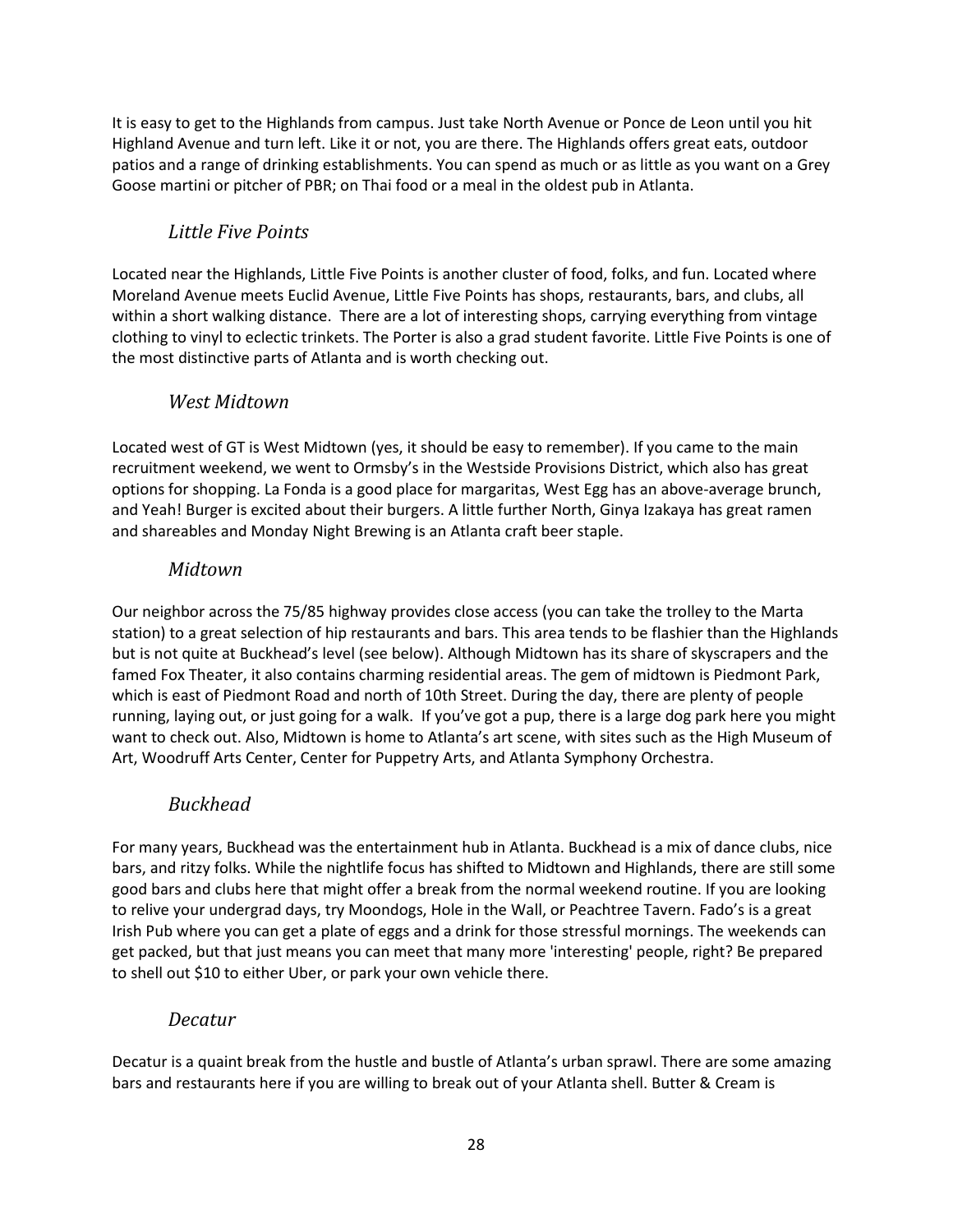It is easy to get to the Highlands from campus. Just take North Avenue or Ponce de Leon until you hit Highland Avenue and turn left. Like it or not, you are there. The Highlands offers great eats, outdoor patios and a range of drinking establishments. You can spend as much or as little as you want on a Grey Goose martini or pitcher of PBR; on Thai food or a meal in the oldest pub in Atlanta.

### *Little Five Points*

Located near the Highlands, Little Five Points is another cluster of food, folks, and fun. Located where Moreland Avenue meets Euclid Avenue, Little Five Points has shops, restaurants, bars, and clubs, all within a short walking distance. There are a lot of interesting shops, carrying everything from vintage clothing to vinyl to eclectic trinkets. The Porter is also a grad student favorite. Little Five Points is one of the most distinctive parts of Atlanta and is worth checking out.

### *West Midtown*

Located west of GT is West Midtown (yes, it should be easy to remember). If you came to the main recruitment weekend, we went to Ormsby's in the Westside Provisions District, which also has great options for shopping. La Fonda is a good place for margaritas, West Egg has an above-average brunch, and Yeah! Burger is excited about their burgers. A little further North, Ginya Izakaya has great ramen and shareables and Monday Night Brewing is an Atlanta craft beer staple.

### *Midtown*

Our neighbor across the 75/85 highway provides close access (you can take the trolley to the Marta station) to a great selection of hip restaurants and bars. This area tends to be flashier than the Highlands but is not quite at Buckhead's level (see below). Although Midtown has its share of skyscrapers and the famed Fox Theater, it also contains charming residential areas. The gem of midtown is Piedmont Park, which is east of Piedmont Road and north of 10th Street. During the day, there are plenty of people running, laying out, or just going for a walk. If you've got a pup, there is a large dog park here you might want to check out. Also, Midtown is home to Atlanta's art scene, with sites such as the High Museum of Art, Woodruff Arts Center, Center for Puppetry Arts, and Atlanta Symphony Orchestra.

### *Buckhead*

For many years, Buckhead was the entertainment hub in Atlanta. Buckhead is a mix of dance clubs, nice bars, and ritzy folks. While the nightlife focus has shifted to Midtown and Highlands, there are still some good bars and clubs here that might offer a break from the normal weekend routine. If you are looking to relive your undergrad days, try Moondogs, Hole in the Wall, or Peachtree Tavern. Fado's is a great Irish Pub where you can get a plate of eggs and a drink for those stressful mornings. The weekends can get packed, but that just means you can meet that many more 'interesting' people, right? Be prepared to shell out $10 to either Uber, or park your own vehicle there.

### *Decatur*

Decatur is a quaint break from the hustle and bustle of Atlanta's urban sprawl. There are some amazing bars and restaurants here if you are willing to break out of your Atlanta shell. Butter & Cream is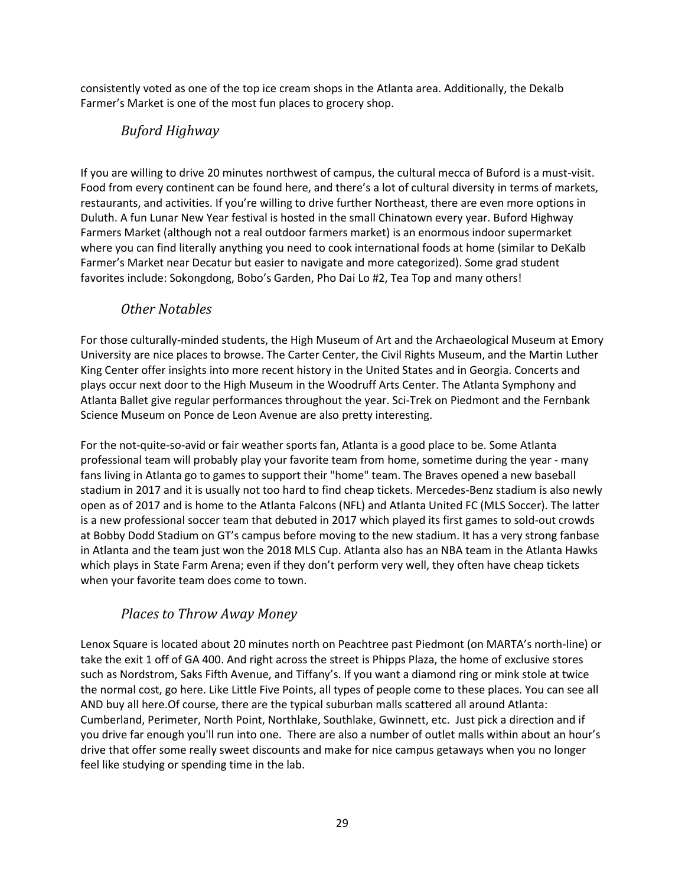consistently voted as one of the top ice cream shops in the Atlanta area. Additionally, the Dekalb Farmer's Market is one of the most fun places to grocery shop.

### *Buford Highway*

If you are willing to drive 20 minutes northwest of campus, the cultural mecca of Buford is a must-visit. Food from every continent can be found here, and there's a lot of cultural diversity in terms of markets, restaurants, and activities. If you're willing to drive further Northeast, there are even more options in Duluth. A fun Lunar New Year festival is hosted in the small Chinatown every year. Buford Highway Farmers Market (although not a real outdoor farmers market) is an enormous indoor supermarket where you can find literally anything you need to cook international foods at home (similar to DeKalb Farmer's Market near Decatur but easier to navigate and more categorized). Some grad student favorites include: Sokongdong, Bobo's Garden, Pho Dai Lo #2, Tea Top and many others!

### *Other Notables*

For those culturally-minded students, the High Museum of Art and the Archaeological Museum at Emory University are nice places to browse. The Carter Center, the Civil Rights Museum, and the Martin Luther King Center offer insights into more recent history in the United States and in Georgia. Concerts and plays occur next door to the High Museum in the Woodruff Arts Center. The Atlanta Symphony and Atlanta Ballet give regular performances throughout the year. Sci-Trek on Piedmont and the Fernbank Science Museum on Ponce de Leon Avenue are also pretty interesting.

For the not-quite-so-avid or fair weather sports fan, Atlanta is a good place to be. Some Atlanta professional team will probably play your favorite team from home, sometime during the year - many fans living in Atlanta go to games to support their "home" team. The Braves opened a new baseball stadium in 2017 and it is usually not too hard to find cheap tickets. Mercedes-Benz stadium is also newly open as of 2017 and is home to the Atlanta Falcons (NFL) and Atlanta United FC (MLS Soccer). The latter is a new professional soccer team that debuted in 2017 which played its first games to sold-out crowds at Bobby Dodd Stadium on GT's campus before moving to the new stadium. It has a very strong fanbase in Atlanta and the team just won the 2018 MLS Cup. Atlanta also has an NBA team in the Atlanta Hawks which plays in State Farm Arena; even if they don't perform very well, they often have cheap tickets when your favorite team does come to town.

### *Places to Throw Away Money*

Lenox Square is located about 20 minutes north on Peachtree past Piedmont (on MARTA's north-line) or take the exit 1 off of GA 400. And right across the street is Phipps Plaza, the home of exclusive stores such as Nordstrom, Saks Fifth Avenue, and Tiffany's. If you want a diamond ring or mink stole at twice the normal cost, go here. Like Little Five Points, all types of people come to these places. You can see all AND buy all here.Of course, there are the typical suburban malls scattered all around Atlanta: Cumberland, Perimeter, North Point, Northlake, Southlake, Gwinnett, etc. Just pick a direction and if you drive far enough you'll run into one. There are also a number of outlet malls within about an hour's drive that offer some really sweet discounts and make for nice campus getaways when you no longer feel like studying or spending time in the lab.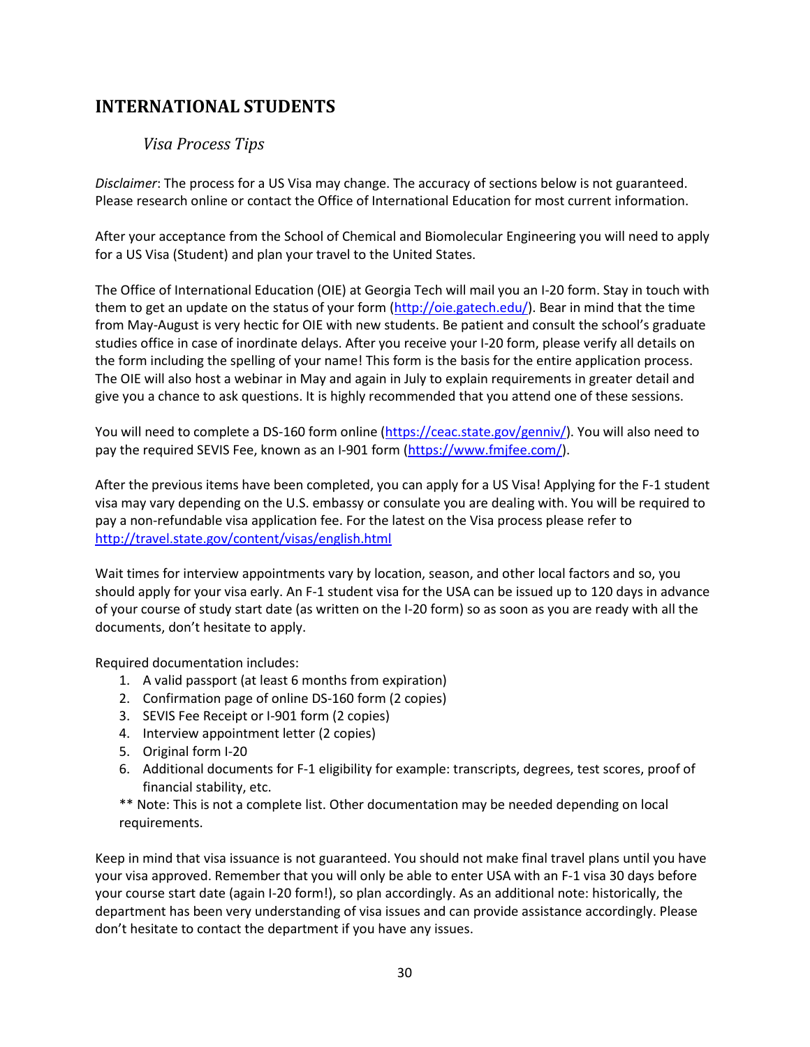## INTERNATIONAL STUDENTS

### *Visa Process Tips*

*Disclaimer*: The process for a US Visa may change. The accuracy of sections below is not guaranteed. Please research online or contact the Office of International Education for most current information.

After your acceptance from the School of Chemical and Biomolecular Engineering you will need to apply for a US Visa (Student) and plan your travel to the United States.

The Office of International Education (OIE) at Georgia Tech will mail you an I-20 form. Stay in touch with them to get an update on the status of your form (http://oie.gatech.edu/). Bear in mind that the time from May-August is very hectic for OIE with new students. Be patient and consult the school's graduate studies office in case of inordinate delays. After you receive your I-20 form, please verify all details on the form including the spelling of your name! This form is the basis for the entire application process. The OIE will also host a webinar in May and again in July to explain requirements in greater detail and give you a chance to ask questions. It is highly recommended that you attend one of these sessions.

You will need to complete a DS-160 form online (https://ceac.state.gov/genniv/). You will also need to pay the required SEVIS Fee, known as an I-901 form (https://www.fmjfee.com/).

After the previous items have been completed, you can apply for a US Visa! Applying for the F-1 student visa may vary depending on the U.S. embassy or consulate you are dealing with. You will be required to pay a non-refundable visa application fee. For the latest on the Visa process please refer to http://travel.state.gov/content/visas/english.html

Wait times for interview appointments vary by location, season, and other local factors and so, you should apply for your visa early. An F-1 student visa for the USA can be issued up to 120 days in advance of your course of study start date (as written on the I-20 form) so as soon as you are ready with all the documents, don't hesitate to apply.

Required documentation includes:

1. A valid passport (at least 6 months from expiration)
2. Confirmation page of online DS-160 form (2 copies)
3. SEVIS Fee Receipt or I-901 form (2 copies)
4. Interview appointment letter (2 copies)
5. Original form I-20
6. Additional documents for F-1 eligibility for example: transcripts, degrees, test scores, proof of financial stability, etc.

** Note: This is not a complete list. Other documentation may be needed depending on local requirements.

Keep in mind that visa issuance is not guaranteed. You should not make final travel plans until you have your visa approved. Remember that you will only be able to enter USA with an F-1 visa 30 days before your course start date (again I-20 form!), so plan accordingly. As an additional note: historically, the department has been very understanding of visa issues and can provide assistance accordingly. Please don't hesitate to contact the department if you have any issues.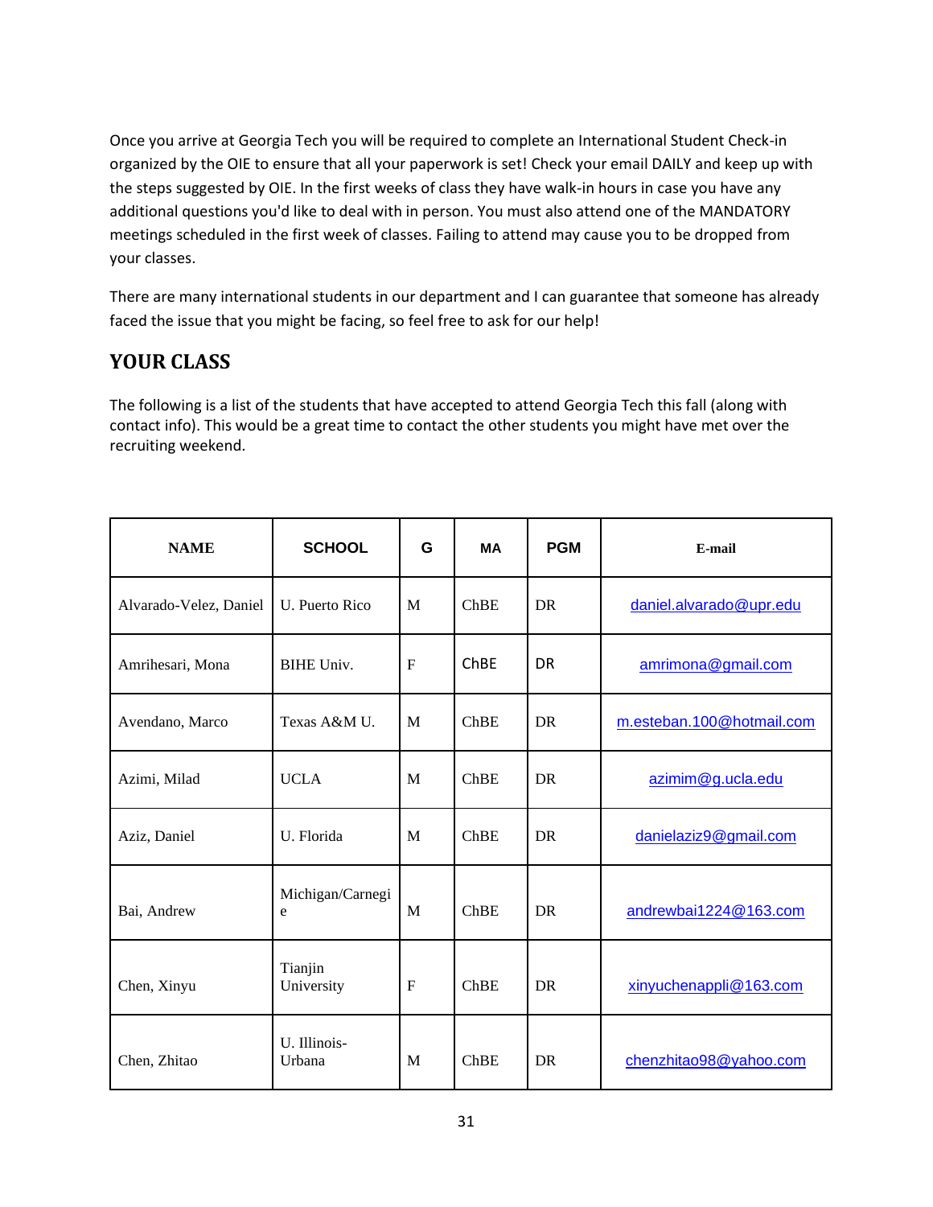Once you arrive at Georgia Tech you will be required to complete an International Student Check-in organized by the OIE to ensure that all your paperwork is set! Check your email DAILY and keep up with the steps suggested by OIE. In the first weeks of class they have walk-in hours in case you have any additional questions you'd like to deal with in person. You must also attend one of the MANDATORY meetings scheduled in the first week of classes. Failing to attend may cause you to be dropped from your classes.

There are many international students in our department and I can guarantee that someone has already faced the issue that you might be facing, so feel free to ask for our help!

## YOUR CLASS

The following is a list of the students that have accepted to attend Georgia Tech this fall (along with contact info). This would be a great time to contact the other students you might have met over the recruiting weekend.

| NAME | SCHOOL | G | MA | PGM | E-mail |
|---|---|---|---|---|---|
| Alvarado-Velez, Daniel | U. Puerto Rico | M | ChBE | DR | daniel.alvarado@upr.edu |
| Amrihesari, Mona | BIHE Univ. | F | ChBE | DR | amrimona@gmail.com |
| Avendano, Marco | Texas A&M U. | M | ChBE | DR | m.esteban.100@hotmail.com |
| Azimi, Milad | UCLA | M | ChBE | DR | azimim@g.ucla.edu |
| Aziz, Daniel | U. Florida | M | ChBE | DR | danielaziz9@gmail.com |
| Bai, Andrew | Michigan/Carnegie | M | ChBE | DR | andrewbai1224@163.com |
| Chen, Xinyu | Tianjin University | F | ChBE | DR | xinyuchenappli@163.com |
| Chen, Zhitao | U. Illinois-Urbana | M | ChBE | DR | chenzhitao98@yahoo.com |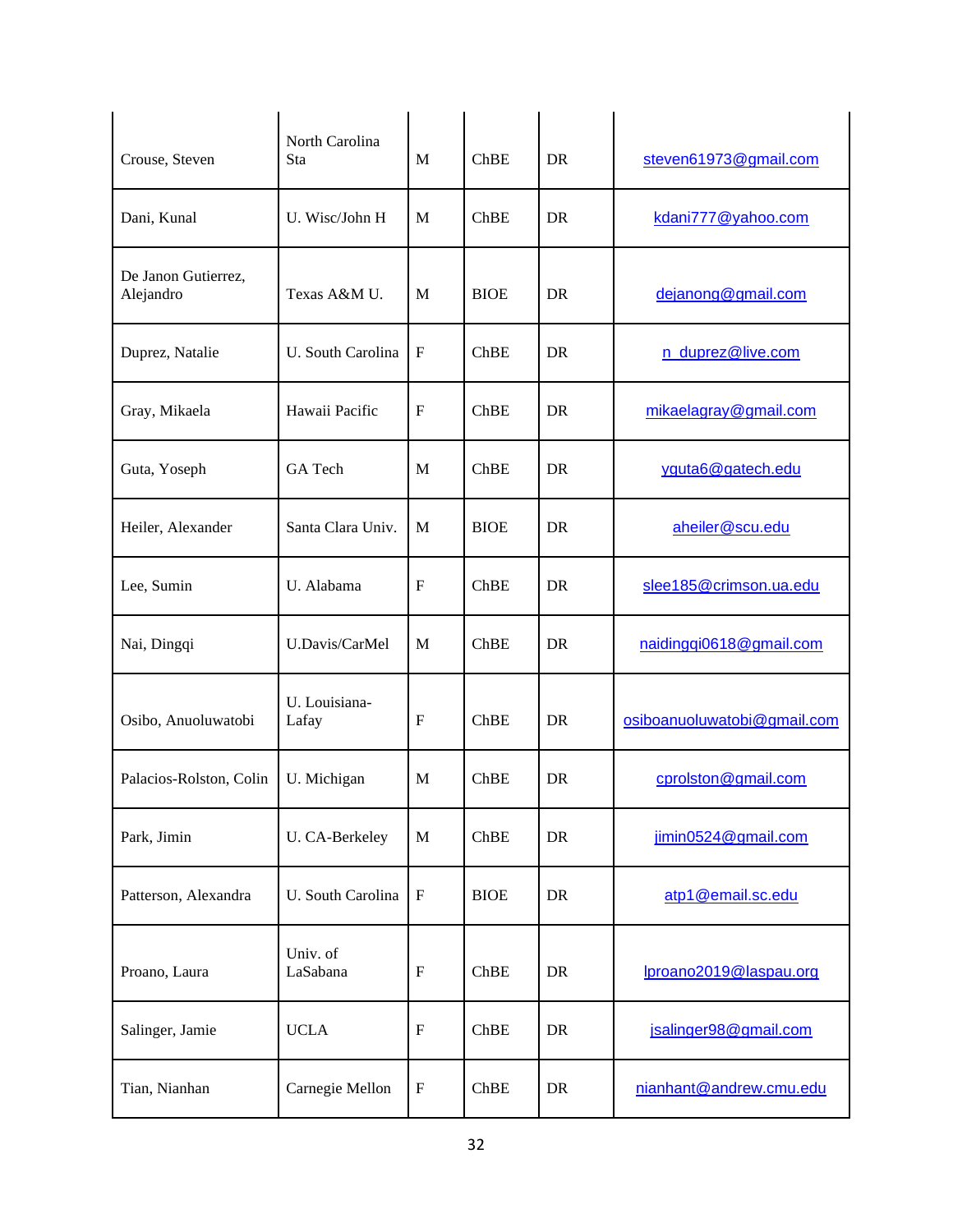| Crouse, Steven | North Carolina Sta | M | ChBE | DR | steven61973@gmail.com |
|---|---|---|---|---|---|
| Dani, Kunal | U. Wisc/John H | M | ChBE | DR | kdani777@yahoo.com |
| De Janon Gutierrez, Alejandro | Texas A&M U. | M | BIOE | DR | dejanong@gmail.com |
| Duprez, Natalie | U. South Carolina | F | ChBE | DR | n_duprez@live.com |
| Gray, Mikaela | Hawaii Pacific | F | ChBE | DR | mikaelagray@gmail.com |
| Guta, Yoseph | GA Tech | M | ChBE | DR | yguta6@gatech.edu |
| Heiler, Alexander | Santa Clara Univ. | M | BIOE | DR | aheiler@scu.edu |
| Lee, Sumin | U. Alabama | F | ChBE | DR | slee185@crimson.ua.edu |
| Nai, Dingqi | U.Davis/CarMel | M | ChBE | DR | naidingqi0618@gmail.com |
| Osibo, Anuoluwatobi | U. Louisiana-Lafay | F | ChBE | DR | osiboanuoluwatobi@gmail.com |
| Palacios-Rolston, Colin | U. Michigan | M | ChBE | DR | cprolston@gmail.com |
| Park, Jimin | U. CA-Berkeley | M | ChBE | DR | jimin0524@gmail.com |
| Patterson, Alexandra | U. South Carolina | F | BIOE | DR | atp1@email.sc.edu |
| Proano, Laura | Univ. of LaSabana | F | ChBE | DR | lproano2019@laspau.org |
| Salinger, Jamie | UCLA | F | ChBE | DR | jsalinger98@gmail.com |
| Tian, Nianhan | Carnegie Mellon | F | ChBE | DR | nianhant@andrew.cmu.edu |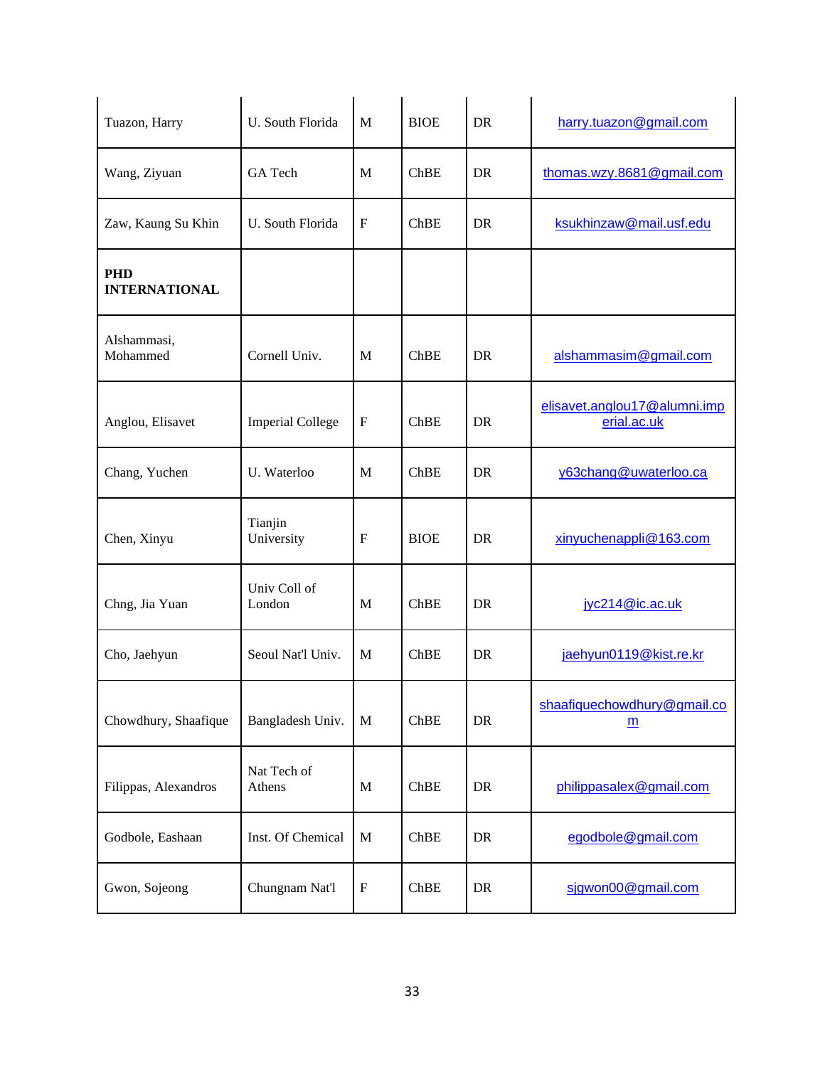| | | | | | |
|---|---|---|---|---|---|
| Tuazon, Harry | U. South Florida | M | BIOE | DR | harry.tuazon@gmail.com |
| Wang, Ziyuan | GA Tech | M | ChBE | DR | thomas.wzy.8681@gmail.com |
| Zaw, Kaung Su Khin | U. South Florida | F | ChBE | DR | ksukhinzaw@mail.usf.edu |
| **PHD INTERNATIONAL** | | | | | |
| Alshammasi, Mohammed | Cornell Univ. | M | ChBE | DR | alshammasim@gmail.com |
| Anglou, Elisavet | Imperial College | F | ChBE | DR | elisavet.anglou17@alumni.imperial.ac.uk |
| Chang, Yuchen | U. Waterloo | M | ChBE | DR | y63chang@uwaterloo.ca |
| Chen, Xinyu | Tianjin University | F | BIOE | DR | xinyuchenappli@163.com |
| Chng, Jia Yuan | Univ Coll of London | M | ChBE | DR | jyc214@ic.ac.uk |
| Cho, Jaehyun | Seoul Nat'l Univ. | M | ChBE | DR | jaehyun0119@kist.re.kr |
| Chowdhury, Shaafique | Bangladesh Univ. | M | ChBE | DR | shaafiquechowdhury@gmail.com |
| Filippas, Alexandros | Nat Tech of Athens | M | ChBE | DR | philippasalex@gmail.com |
| Godbole, Eashaan | Inst. Of Chemical | M | ChBE | DR | egodbole@gmail.com |
| Gwon, Sojeong | Chungnam Nat'l | F | ChBE | DR | sjgwon00@gmail.com |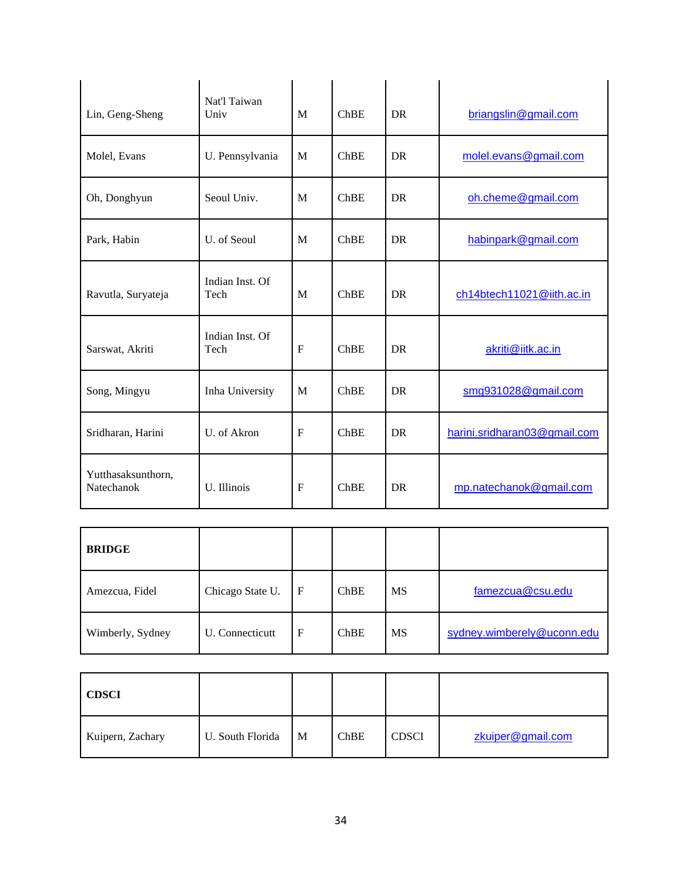| | | | | | |
|---|---|---|---|---|---|
| Lin, Geng-Sheng | Nat'l Taiwan Univ | M | ChBE | DR | briangslin@gmail.com |
| Molel, Evans | U. Pennsylvania | M | ChBE | DR | molel.evans@gmail.com |
| Oh, Donghyun | Seoul Univ. | M | ChBE | DR | oh.cheme@gmail.com |
| Park, Habin | U. of Seoul | M | ChBE | DR | habinpark@gmail.com |
| Ravutla, Suryateja | Indian Inst. Of Tech | M | ChBE | DR | ch14btech11021@iith.ac.in |
| Sarswat, Akriti | Indian Inst. Of Tech | F | ChBE | DR | akriti@iitk.ac.in |
| Song, Mingyu | Inha University | M | ChBE | DR | smg931028@gmail.com |
| Sridharan, Harini | U. of Akron | F | ChBE | DR | harini.sridharan03@gmail.com |
| Yutthasaksunthorn, Natechanok | U. Illinois | F | ChBE | DR | mp.natechanok@gmail.com |

| **BRIDGE** | | | | | |
|---|---|---|---|---|---|
| Amezcua, Fidel | Chicago State U. | F | ChBE | MS | famezcua@csu.edu |
| Wimberly, Sydney | U. Connecticutt | F | ChBE | MS | sydney.wimberely@uconn.edu |

| **CDSCI** | | | | | |
|---|---|---|---|---|---|
| Kuipern, Zachary | U. South Florida | M | ChBE | CDSCI | zkuiper@gmail.com |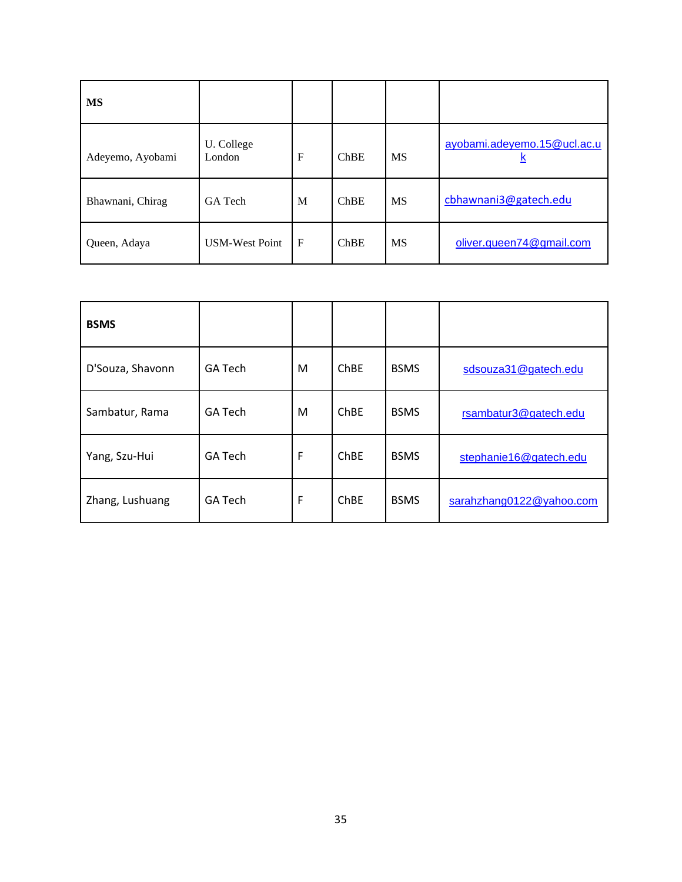| **MS** | | | | | |
|---|---|---|---|---|---|
| Adeyemo, Ayobami | U. College London | F | ChBE | MS | ayobami.adeyemo.15@ucl.ac.uk |
| Bhawnani, Chirag | GA Tech | M | ChBE | MS | cbhawnani3@gatech.edu |
| Queen, Adaya | USM-West Point | F | ChBE | MS | oliver.queen74@gmail.com |

| **BSMS** | | | | | |
|---|---|---|---|---|---|
| D'Souza, Shavonn | GA Tech | M | ChBE | BSMS | sdsouza31@gatech.edu |
| Sambatur, Rama | GA Tech | M | ChBE | BSMS | rsambatur3@gatech.edu |
| Yang, Szu-Hui | GA Tech | F | ChBE | BSMS | stephanie16@gatech.edu |
| Zhang, Lushuang | GA Tech | F | ChBE | BSMS | sarahzhang0122@yahoo.com |